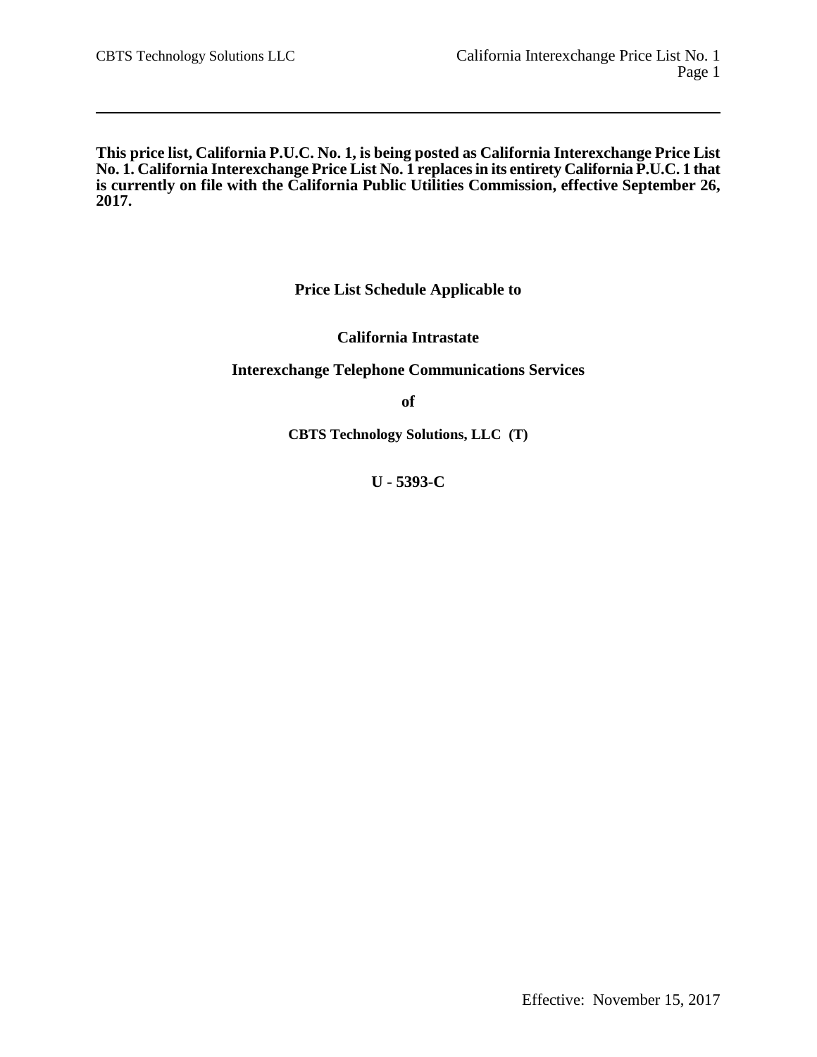**This price list, California P.U.C. No. 1, is being posted as California Interexchange Price List No. 1. California Interexchange Price List No. 1 replaces in its entirety California P.U.C. 1 that is currently on file with the California Public Utilities Commission, effective September 26, 2017.**

**Price List Schedule Applicable to**

**California Intrastate**

**Interexchange Telephone Communications Services**

**of**

**CBTS Technology Solutions, LLC (T)**

**U - 5393-C**

Effective: November 15, 2017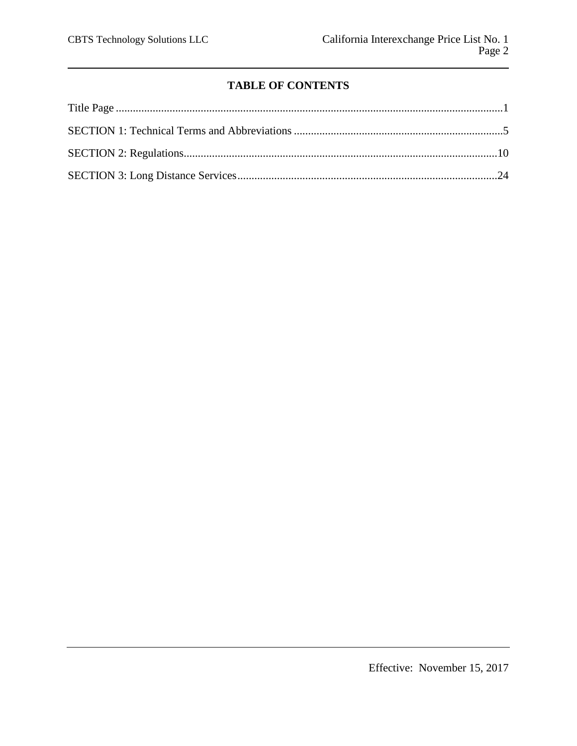## TABLE OF CONTENTS

Title Page ..........................................................................................................................1

SECTION 1: Technical Terms and Abbreviations ..........................................................................5

SECTION 2: Regulations...............................................................................................................10

SECTION 3: Long Distance Services............................................................................................24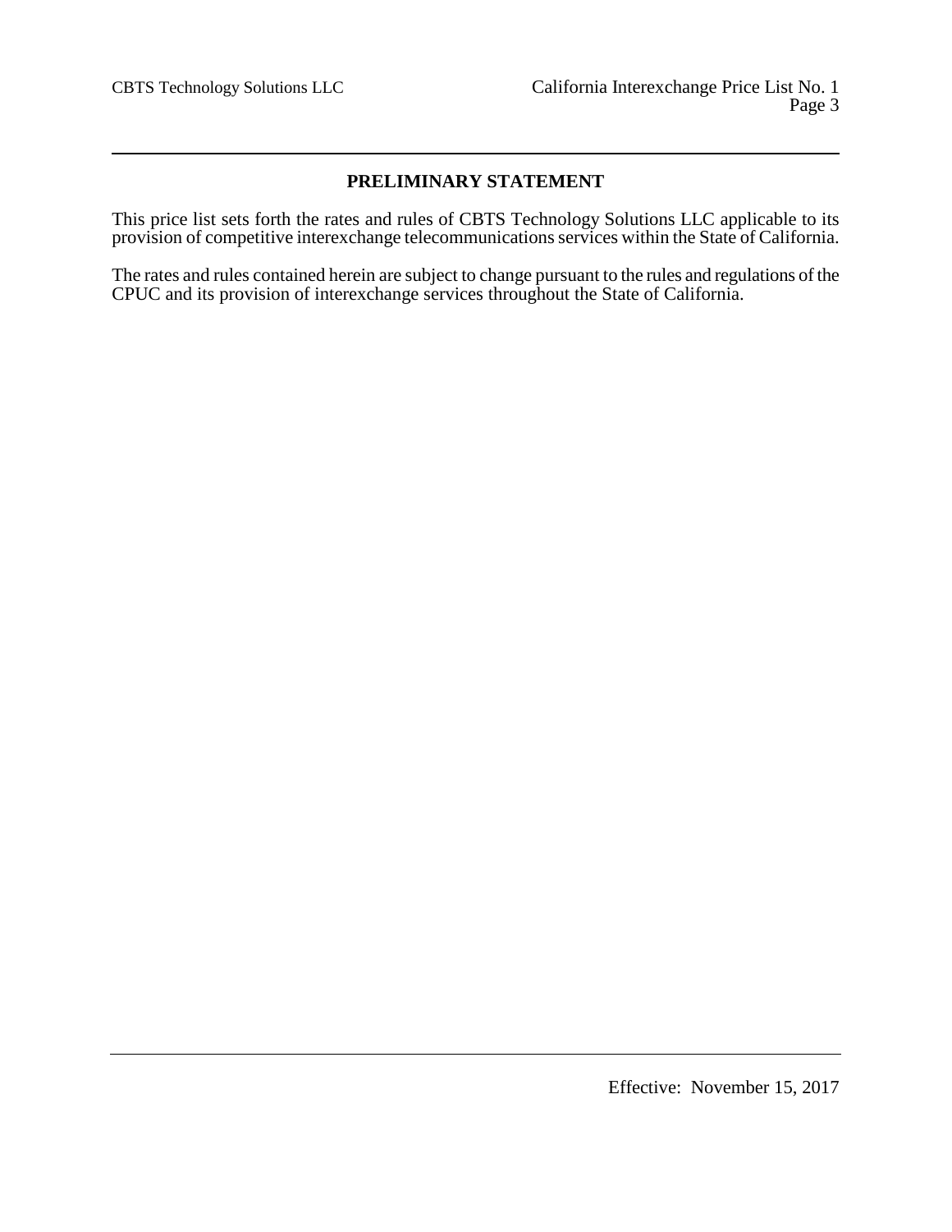## PRELIMINARY STATEMENT

This price list sets forth the rates and rules of CBTS Technology Solutions LLC applicable to its provision of competitive interexchange telecommunications services within the State of California.

The rates and rules contained herein are subject to change pursuant to the rules and regulations of the CPUC and its provision of interexchange services throughout the State of California.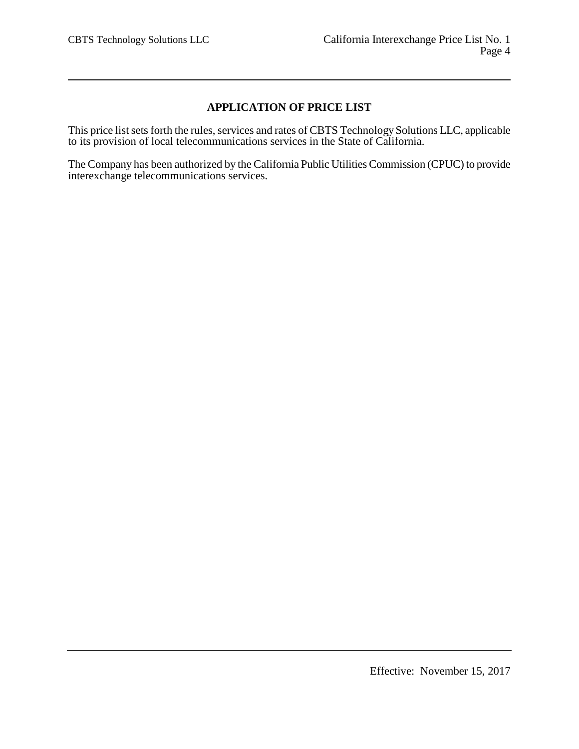## APPLICATION OF PRICE LIST

This price list sets forth the rules, services and rates of CBTS Technology Solutions LLC, applicable to its provision of local telecommunications services in the State of California.

The Company has been authorized by the California Public Utilities Commission (CPUC) to provide interexchange telecommunications services.

Effective: November 15, 2017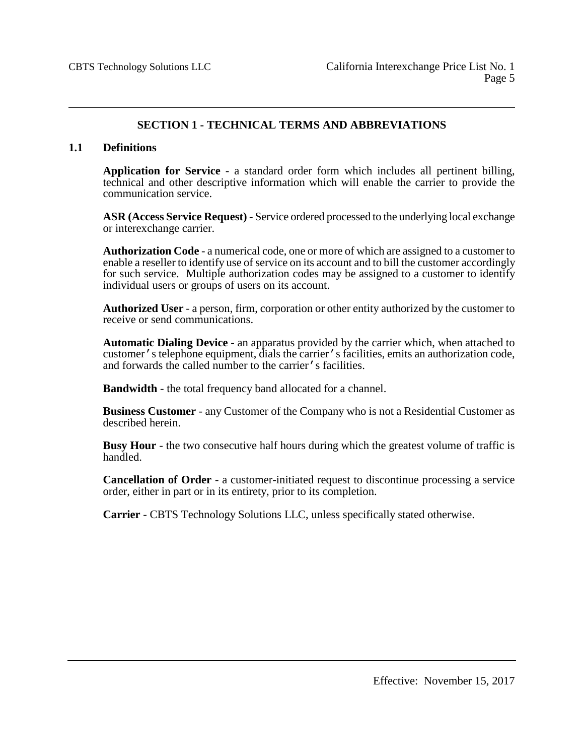## SECTION 1 - TECHNICAL TERMS AND ABBREVIATIONS

### 1.1 Definitions

**Application for Service** - a standard order form which includes all pertinent billing, technical and other descriptive information which will enable the carrier to provide the communication service.

**ASR (Access Service Request)** - Service ordered processed to the underlying local exchange or interexchange carrier.

**Authorization Code** - a numerical code, one or more of which are assigned to a customer to enable a reseller to identify use of service on its account and to bill the customer accordingly for such service. Multiple authorization codes may be assigned to a customer to identify individual users or groups of users on its account.

**Authorized User** - a person, firm, corporation or other entity authorized by the customer to receive or send communications.

**Automatic Dialing Device** - an apparatus provided by the carrier which, when attached to customer's telephone equipment, dials the carrier's facilities, emits an authorization code, and forwards the called number to the carrier's facilities.

**Bandwidth** - the total frequency band allocated for a channel.

**Business Customer** - any Customer of the Company who is not a Residential Customer as described herein.

**Busy Hour** - the two consecutive half hours during which the greatest volume of traffic is handled.

**Cancellation of Order** - a customer-initiated request to discontinue processing a service order, either in part or in its entirety, prior to its completion.

**Carrier** - CBTS Technology Solutions LLC, unless specifically stated otherwise.

Effective: November 15, 2017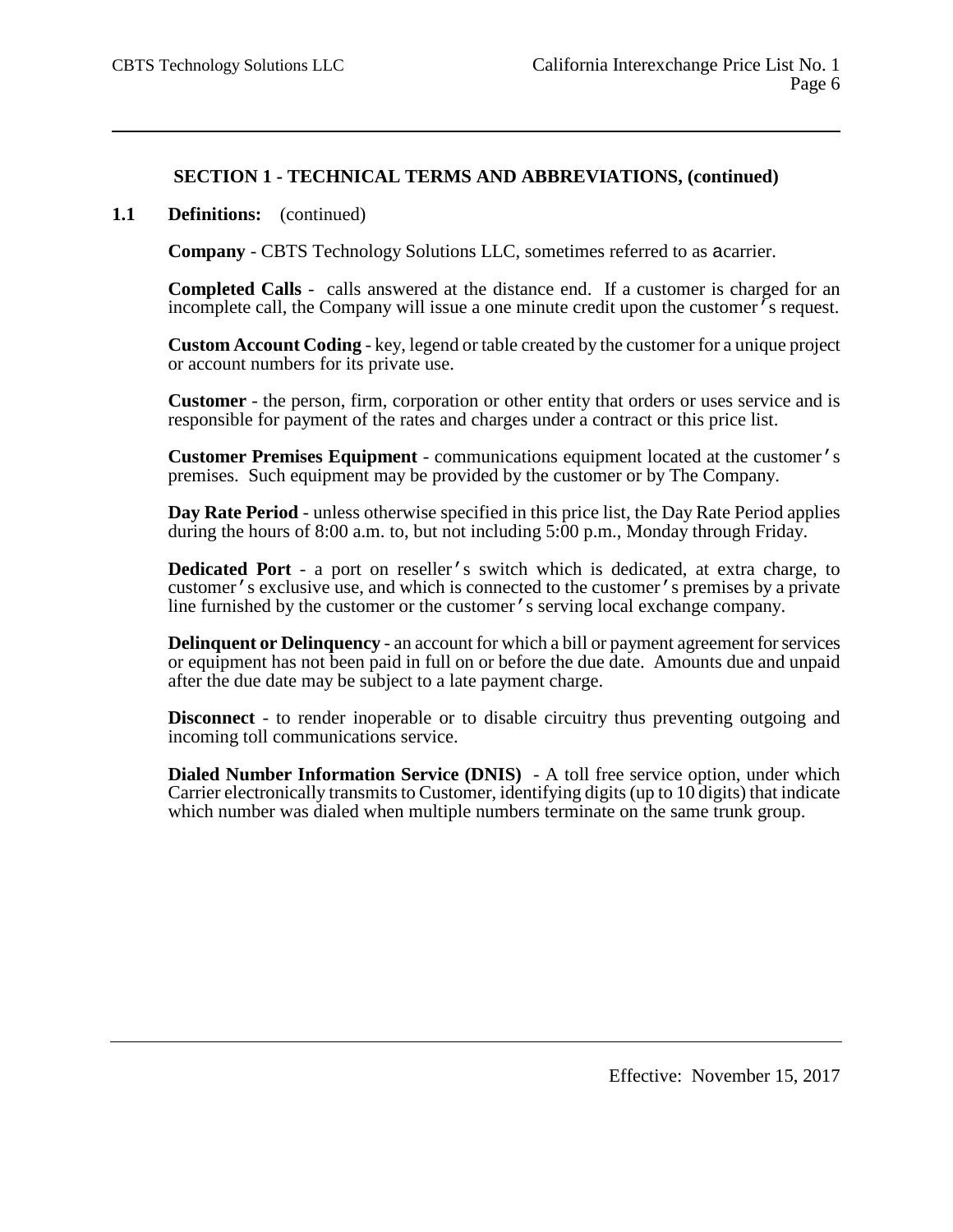## SECTION 1 - TECHNICAL TERMS AND ABBREVIATIONS, (continued)

**1.1 Definitions:** (continued)

**Company** - CBTS Technology Solutions LLC, sometimes referred to as acarrier.

**Completed Calls** - calls answered at the distance end. If a customer is charged for an incomplete call, the Company will issue a one minute credit upon the customer's request.

**Custom Account Coding** - key, legend or table created by the customer for a unique project or account numbers for its private use.

**Customer** - the person, firm, corporation or other entity that orders or uses service and is responsible for payment of the rates and charges under a contract or this price list.

**Customer Premises Equipment** - communications equipment located at the customer's premises. Such equipment may be provided by the customer or by The Company.

**Day Rate Period** - unless otherwise specified in this price list, the Day Rate Period applies during the hours of 8:00 a.m. to, but not including 5:00 p.m., Monday through Friday.

**Dedicated Port** - a port on reseller's switch which is dedicated, at extra charge, to customer's exclusive use, and which is connected to the customer's premises by a private line furnished by the customer or the customer's serving local exchange company.

**Delinquent or Delinquency** - an account for which a bill or payment agreement for services or equipment has not been paid in full on or before the due date. Amounts due and unpaid after the due date may be subject to a late payment charge.

**Disconnect** - to render inoperable or to disable circuitry thus preventing outgoing and incoming toll communications service.

**Dialed Number Information Service (DNIS)** - A toll free service option, under which Carrier electronically transmits to Customer, identifying digits (up to 10 digits) that indicate which number was dialed when multiple numbers terminate on the same trunk group.

Effective: November 15, 2017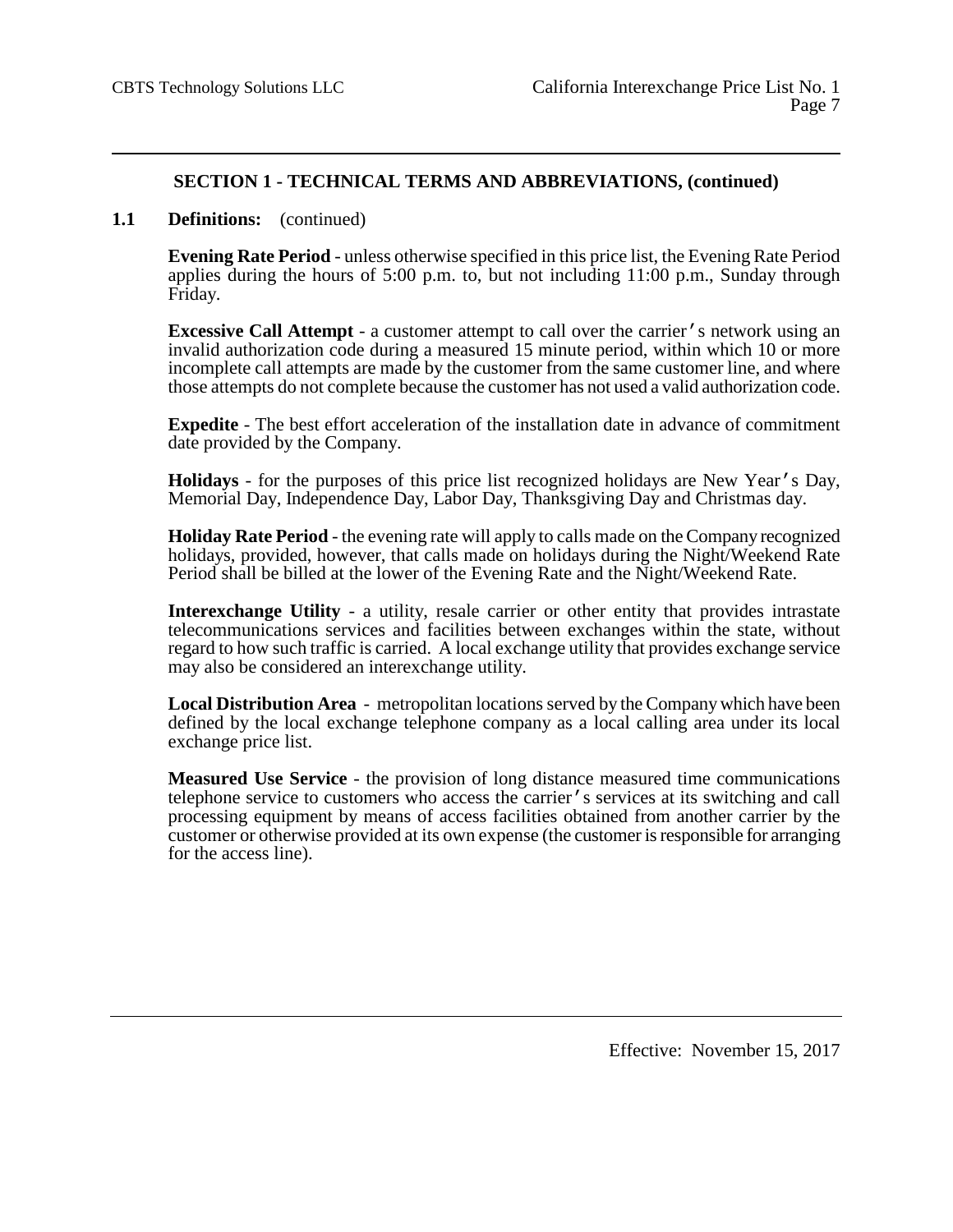## SECTION 1 - TECHNICAL TERMS AND ABBREVIATIONS, (continued)

**1.1 Definitions:** (continued)

**Evening Rate Period** - unless otherwise specified in this price list, the Evening Rate Period applies during the hours of 5:00 p.m. to, but not including 11:00 p.m., Sunday through Friday.

**Excessive Call Attempt** - a customer attempt to call over the carrier's network using an invalid authorization code during a measured 15 minute period, within which 10 or more incomplete call attempts are made by the customer from the same customer line, and where those attempts do not complete because the customer has not used a valid authorization code.

**Expedite** - The best effort acceleration of the installation date in advance of commitment date provided by the Company.

**Holidays** - for the purposes of this price list recognized holidays are New Year's Day, Memorial Day, Independence Day, Labor Day, Thanksgiving Day and Christmas day.

**Holiday Rate Period** - the evening rate will apply to calls made on the Company recognized holidays, provided, however, that calls made on holidays during the Night/Weekend Rate Period shall be billed at the lower of the Evening Rate and the Night/Weekend Rate.

**Interexchange Utility** - a utility, resale carrier or other entity that provides intrastate telecommunications services and facilities between exchanges within the state, without regard to how such traffic is carried. A local exchange utility that provides exchange service may also be considered an interexchange utility.

**Local Distribution Area** - metropolitan locations served by the Company which have been defined by the local exchange telephone company as a local calling area under its local exchange price list.

**Measured Use Service** - the provision of long distance measured time communications telephone service to customers who access the carrier's services at its switching and call processing equipment by means of access facilities obtained from another carrier by the customer or otherwise provided at its own expense (the customer is responsible for arranging for the access line).

Effective: November 15, 2017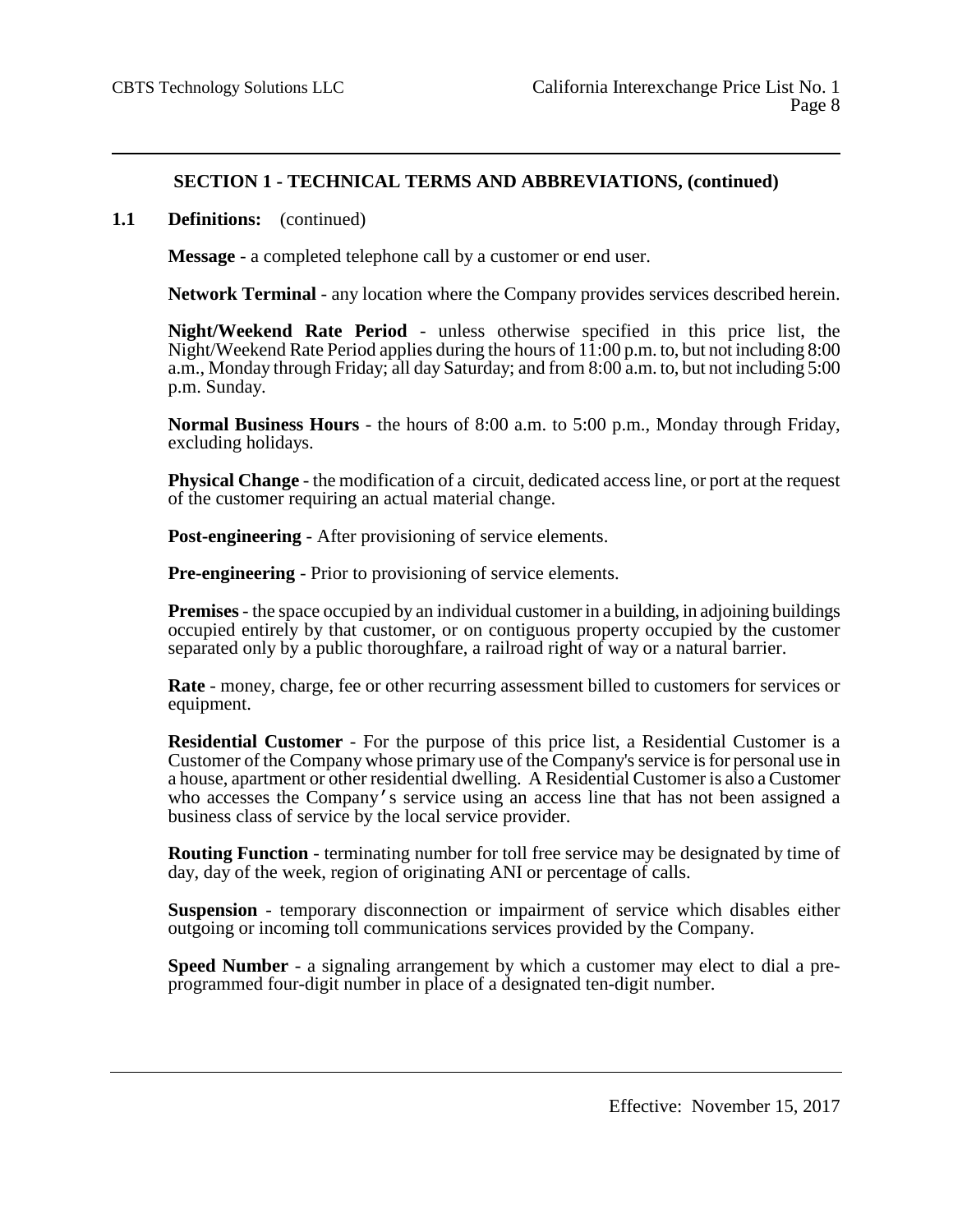## SECTION 1 - TECHNICAL TERMS AND ABBREVIATIONS, (continued)

**1.1 Definitions:** (continued)

**Message** - a completed telephone call by a customer or end user.

**Network Terminal** - any location where the Company provides services described herein.

**Night/Weekend Rate Period** - unless otherwise specified in this price list, the Night/Weekend Rate Period applies during the hours of 11:00 p.m. to, but not including 8:00 a.m., Monday through Friday; all day Saturday; and from 8:00 a.m. to, but not including 5:00 p.m. Sunday.

**Normal Business Hours** - the hours of 8:00 a.m. to 5:00 p.m., Monday through Friday, excluding holidays.

**Physical Change** - the modification of a circuit, dedicated access line, or port at the request of the customer requiring an actual material change.

**Post-engineering** - After provisioning of service elements.

**Pre-engineering** - Prior to provisioning of service elements.

**Premises** - the space occupied by an individual customer in a building, in adjoining buildings occupied entirely by that customer, or on contiguous property occupied by the customer separated only by a public thoroughfare, a railroad right of way or a natural barrier.

**Rate** - money, charge, fee or other recurring assessment billed to customers for services or equipment.

**Residential Customer** - For the purpose of this price list, a Residential Customer is a Customer of the Company whose primary use of the Company's service is for personal use in a house, apartment or other residential dwelling. A Residential Customer is also a Customer who accesses the Company's service using an access line that has not been assigned a business class of service by the local service provider.

**Routing Function** - terminating number for toll free service may be designated by time of day, day of the week, region of originating ANI or percentage of calls.

**Suspension** - temporary disconnection or impairment of service which disables either outgoing or incoming toll communications services provided by the Company.

**Speed Number** - a signaling arrangement by which a customer may elect to dial a pre-programmed four-digit number in place of a designated ten-digit number.

Effective: November 15, 2017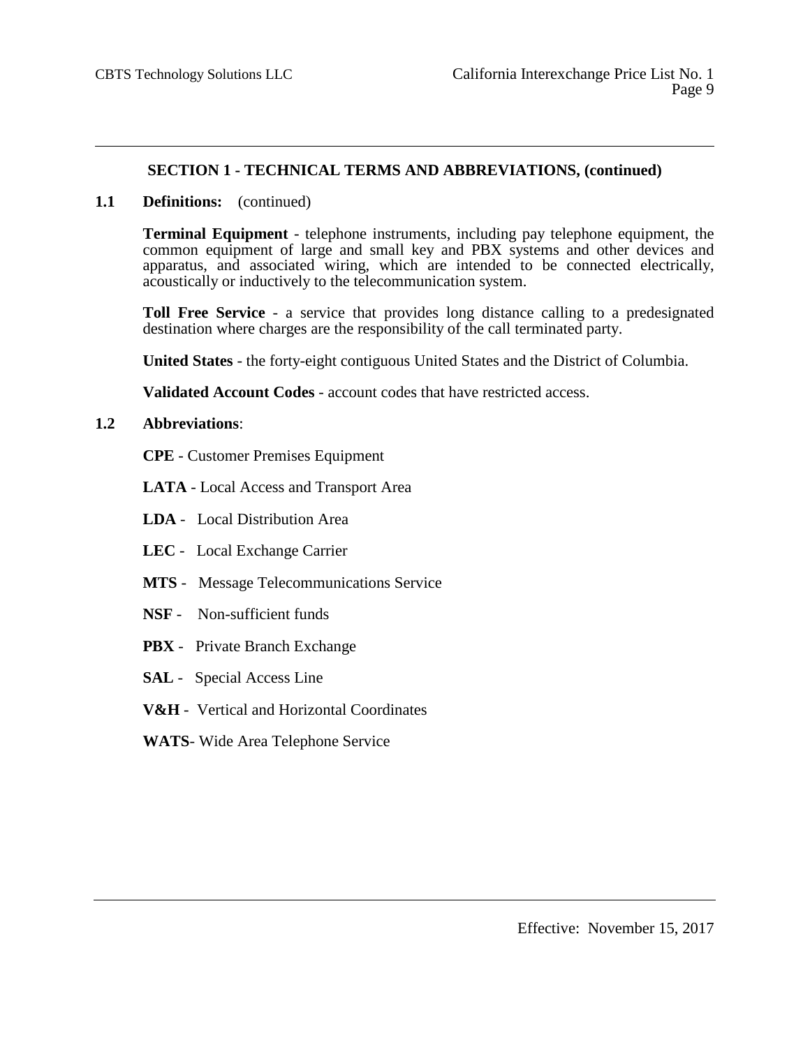## SECTION 1 - TECHNICAL TERMS AND ABBREVIATIONS, (continued)

**1.1 Definitions:** (continued)

**Terminal Equipment** - telephone instruments, including pay telephone equipment, the common equipment of large and small key and PBX systems and other devices and apparatus, and associated wiring, which are intended to be connected electrically, acoustically or inductively to the telecommunication system.

**Toll Free Service** - a service that provides long distance calling to a predesignated destination where charges are the responsibility of the call terminated party.

**United States** - the forty-eight contiguous United States and the District of Columbia.

**Validated Account Codes** - account codes that have restricted access.

**1.2 Abbreviations**:

**CPE** - Customer Premises Equipment

**LATA** - Local Access and Transport Area

**LDA** - Local Distribution Area

**LEC** - Local Exchange Carrier

**MTS** - Message Telecommunications Service

**NSF** - Non-sufficient funds

**PBX** - Private Branch Exchange

**SAL** - Special Access Line

**V&H** - Vertical and Horizontal Coordinates

**WATS**- Wide Area Telephone Service

Effective: November 15, 2017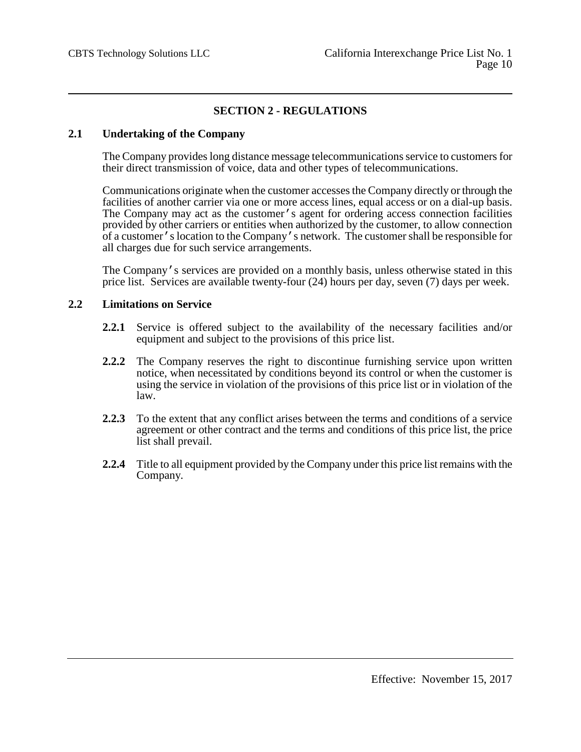## SECTION 2 - REGULATIONS

### 2.1 Undertaking of the Company

The Company provides long distance message telecommunications service to customers for their direct transmission of voice, data and other types of telecommunications.

Communications originate when the customer accesses the Company directly or through the facilities of another carrier via one or more access lines, equal access or on a dial-up basis. The Company may act as the customer's agent for ordering access connection facilities provided by other carriers or entities when authorized by the customer, to allow connection of a customer's location to the Company's network. The customer shall be responsible for all charges due for such service arrangements.

The Company's services are provided on a monthly basis, unless otherwise stated in this price list. Services are available twenty-four (24) hours per day, seven (7) days per week.

### 2.2 Limitations on Service

**2.2.1** Service is offered subject to the availability of the necessary facilities and/or equipment and subject to the provisions of this price list.

**2.2.2** The Company reserves the right to discontinue furnishing service upon written notice, when necessitated by conditions beyond its control or when the customer is using the service in violation of the provisions of this price list or in violation of the law.

**2.2.3** To the extent that any conflict arises between the terms and conditions of a service agreement or other contract and the terms and conditions of this price list, the price list shall prevail.

**2.2.4** Title to all equipment provided by the Company under this price list remains with the Company.

Effective: November 15, 2017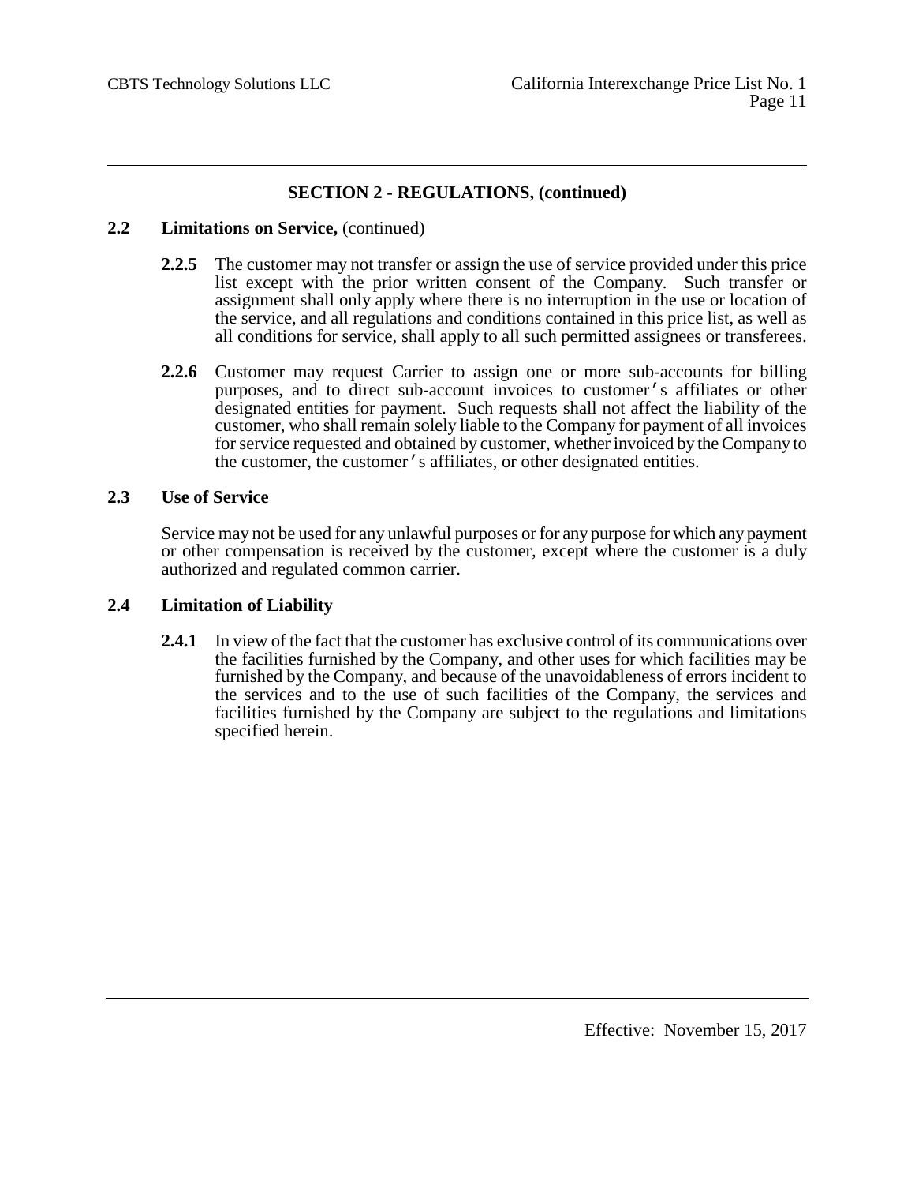## SECTION 2 - REGULATIONS, (continued)

**2.2 Limitations on Service,** (continued)

**2.2.5** The customer may not transfer or assign the use of service provided under this price list except with the prior written consent of the Company. Such transfer or assignment shall only apply where there is no interruption in the use or location of the service, and all regulations and conditions contained in this price list, as well as all conditions for service, shall apply to all such permitted assignees or transferees.

**2.2.6** Customer may request Carrier to assign one or more sub-accounts for billing purposes, and to direct sub-account invoices to customer's affiliates or other designated entities for payment. Such requests shall not affect the liability of the customer, who shall remain solely liable to the Company for payment of all invoices for service requested and obtained by customer, whether invoiced by the Company to the customer, the customer's affiliates, or other designated entities.

**2.3 Use of Service**

Service may not be used for any unlawful purposes or for any purpose for which any payment or other compensation is received by the customer, except where the customer is a duly authorized and regulated common carrier.

**2.4 Limitation of Liability**

**2.4.1** In view of the fact that the customer has exclusive control of its communications over the facilities furnished by the Company, and other uses for which facilities may be furnished by the Company, and because of the unavoidableness of errors incident to the services and to the use of such facilities of the Company, the services and facilities furnished by the Company are subject to the regulations and limitations specified herein.

Effective: November 15, 2017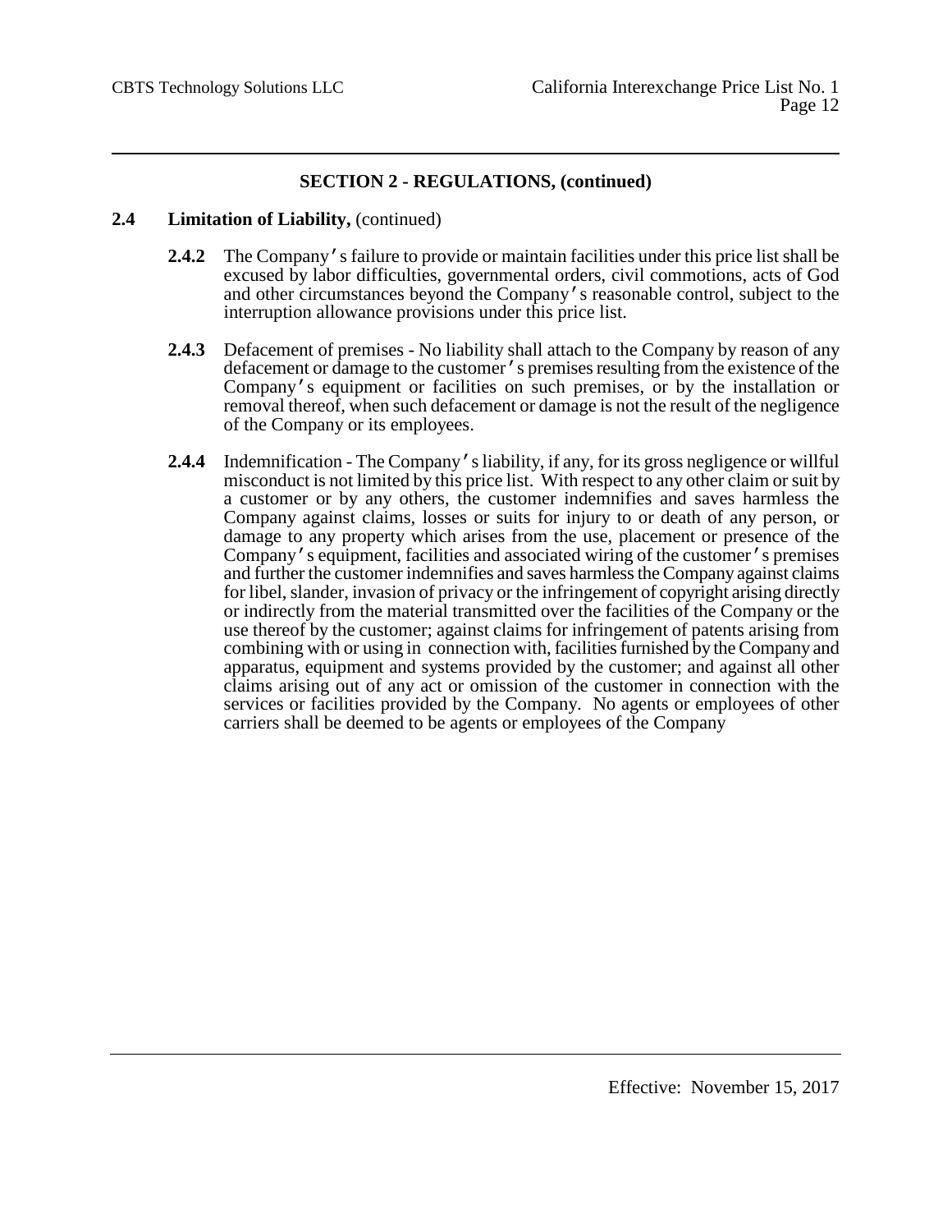## SECTION 2 - REGULATIONS, (continued)

**2.4 Limitation of Liability,** (continued)

**2.4.2** The Company's failure to provide or maintain facilities under this price list shall be excused by labor difficulties, governmental orders, civil commotions, acts of God and other circumstances beyond the Company's reasonable control, subject to the interruption allowance provisions under this price list.

**2.4.3** Defacement of premises - No liability shall attach to the Company by reason of any defacement or damage to the customer's premises resulting from the existence of the Company's equipment or facilities on such premises, or by the installation or removal thereof, when such defacement or damage is not the result of the negligence of the Company or its employees.

**2.4.4** Indemnification - The Company's liability, if any, for its gross negligence or willful misconduct is not limited by this price list. With respect to any other claim or suit by a customer or by any others, the customer indemnifies and saves harmless the Company against claims, losses or suits for injury to or death of any person, or damage to any property which arises from the use, placement or presence of the Company's equipment, facilities and associated wiring of the customer's premises and further the customer indemnifies and saves harmless the Company against claims for libel, slander, invasion of privacy or the infringement of copyright arising directly or indirectly from the material transmitted over the facilities of the Company or the use thereof by the customer; against claims for infringement of patents arising from combining with or using in connection with, facilities furnished by the Company and apparatus, equipment and systems provided by the customer; and against all other claims arising out of any act or omission of the customer in connection with the services or facilities provided by the Company. No agents or employees of other carriers shall be deemed to be agents or employees of the Company

Effective: November 15, 2017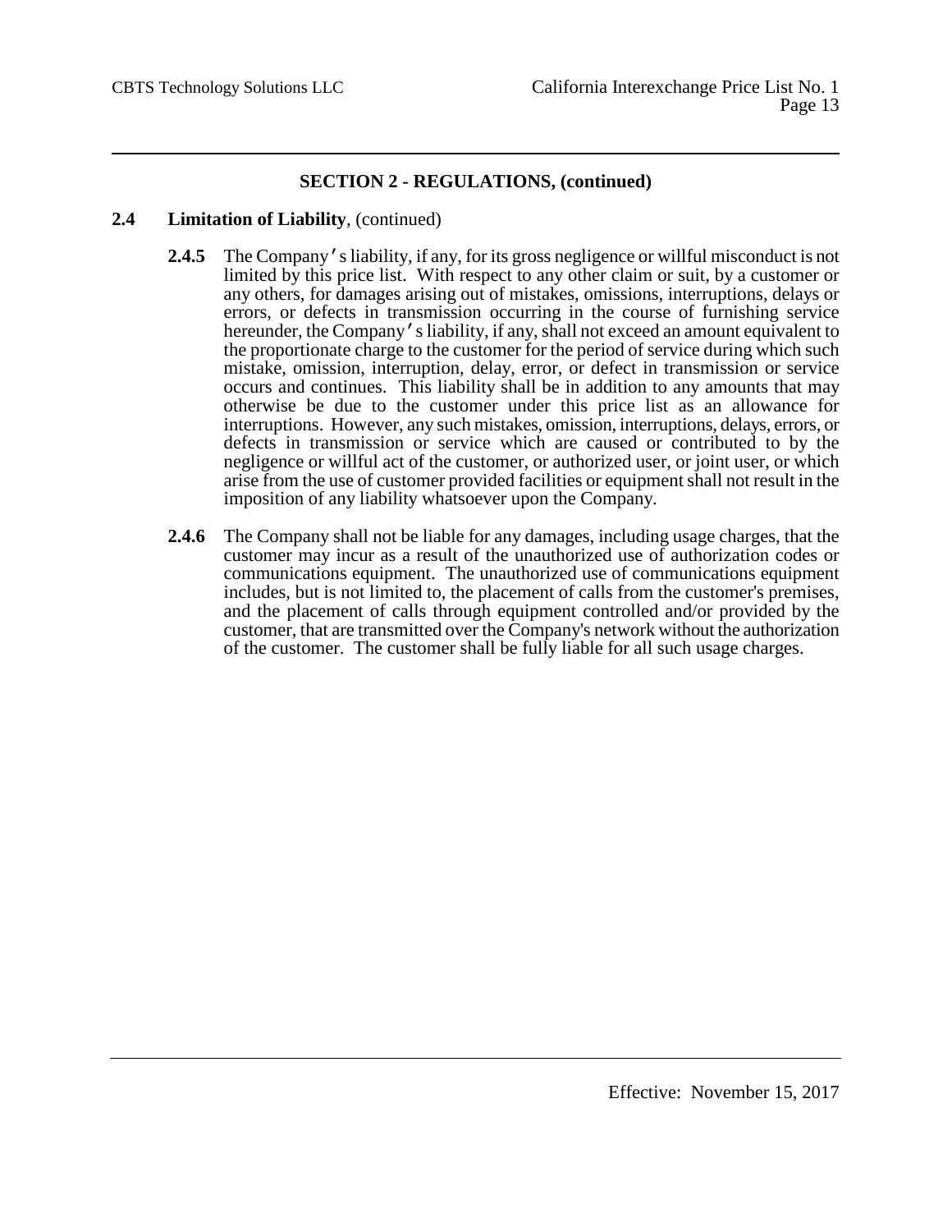## SECTION 2 - REGULATIONS, (continued)

### 2.4 Limitation of Liability, (continued)

**2.4.5** The Company's liability, if any, for its gross negligence or willful misconduct is not limited by this price list. With respect to any other claim or suit, by a customer or any others, for damages arising out of mistakes, omissions, interruptions, delays or errors, or defects in transmission occurring in the course of furnishing service hereunder, the Company's liability, if any, shall not exceed an amount equivalent to the proportionate charge to the customer for the period of service during which such mistake, omission, interruption, delay, error, or defect in transmission or service occurs and continues. This liability shall be in addition to any amounts that may otherwise be due to the customer under this price list as an allowance for interruptions. However, any such mistakes, omission, interruptions, delays, errors, or defects in transmission or service which are caused or contributed to by the negligence or willful act of the customer, or authorized user, or joint user, or which arise from the use of customer provided facilities or equipment shall not result in the imposition of any liability whatsoever upon the Company.

**2.4.6** The Company shall not be liable for any damages, including usage charges, that the customer may incur as a result of the unauthorized use of authorization codes or communications equipment. The unauthorized use of communications equipment includes, but is not limited to, the placement of calls from the customer's premises, and the placement of calls through equipment controlled and/or provided by the customer, that are transmitted over the Company's network without the authorization of the customer. The customer shall be fully liable for all such usage charges.

Effective: November 15, 2017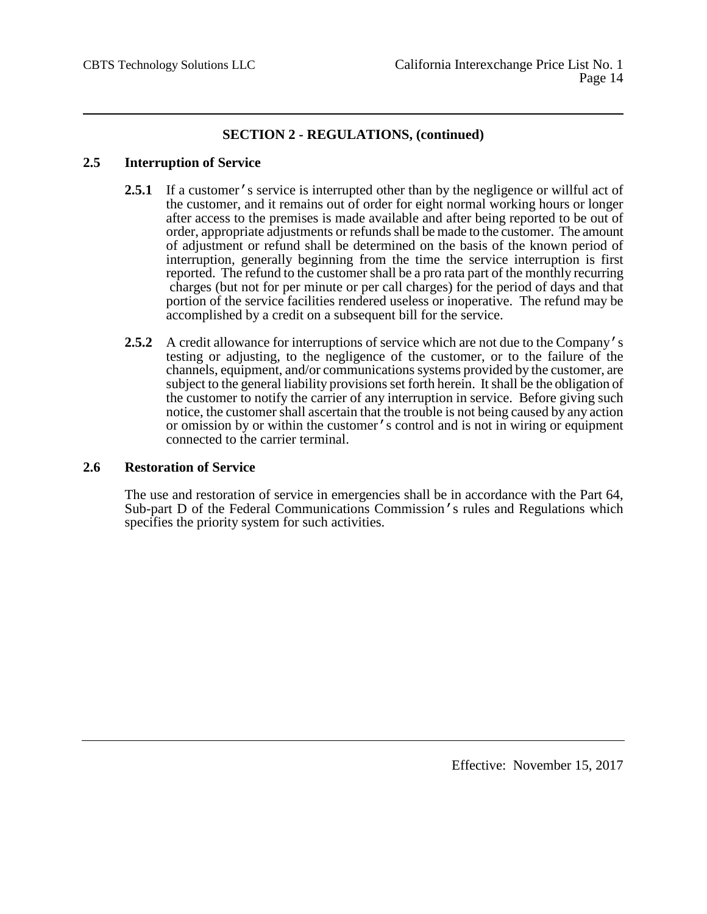## SECTION 2 - REGULATIONS, (continued)

### 2.5 Interruption of Service

**2.5.1** If a customer's service is interrupted other than by the negligence or willful act of the customer, and it remains out of order for eight normal working hours or longer after access to the premises is made available and after being reported to be out of order, appropriate adjustments or refunds shall be made to the customer. The amount of adjustment or refund shall be determined on the basis of the known period of interruption, generally beginning from the time the service interruption is first reported. The refund to the customer shall be a pro rata part of the monthly recurring charges (but not for per minute or per call charges) for the period of days and that portion of the service facilities rendered useless or inoperative. The refund may be accomplished by a credit on a subsequent bill for the service.

**2.5.2** A credit allowance for interruptions of service which are not due to the Company's testing or adjusting, to the negligence of the customer, or to the failure of the channels, equipment, and/or communications systems provided by the customer, are subject to the general liability provisions set forth herein. It shall be the obligation of the customer to notify the carrier of any interruption in service. Before giving such notice, the customer shall ascertain that the trouble is not being caused by any action or omission by or within the customer's control and is not in wiring or equipment connected to the carrier terminal.

### 2.6 Restoration of Service

The use and restoration of service in emergencies shall be in accordance with the Part 64, Sub-part D of the Federal Communications Commission's rules and Regulations which specifies the priority system for such activities.

Effective: November 15, 2017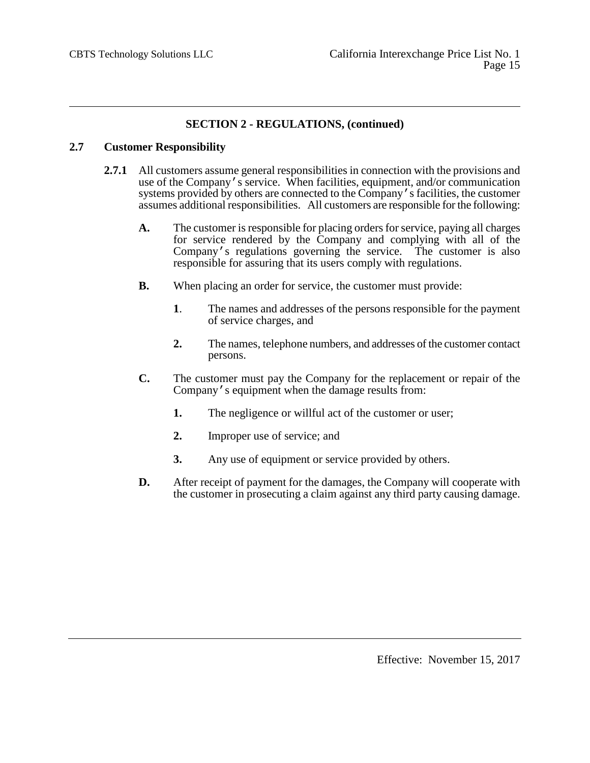## SECTION 2 - REGULATIONS, (continued)

### 2.7 Customer Responsibility

**2.7.1** All customers assume general responsibilities in connection with the provisions and use of the Company's service. When facilities, equipment, and/or communication systems provided by others are connected to the Company's facilities, the customer assumes additional responsibilities. All customers are responsible for the following:

**A.** The customer is responsible for placing orders for service, paying all charges for service rendered by the Company and complying with all of the Company's regulations governing the service. The customer is also responsible for assuring that its users comply with regulations.

**B.** When placing an order for service, the customer must provide:

**1**. The names and addresses of the persons responsible for the payment of service charges, and

**2.** The names, telephone numbers, and addresses of the customer contact persons.

**C.** The customer must pay the Company for the replacement or repair of the Company's equipment when the damage results from:

**1.** The negligence or willful act of the customer or user;

**2.** Improper use of service; and

**3.** Any use of equipment or service provided by others.

**D.** After receipt of payment for the damages, the Company will cooperate with the customer in prosecuting a claim against any third party causing damage.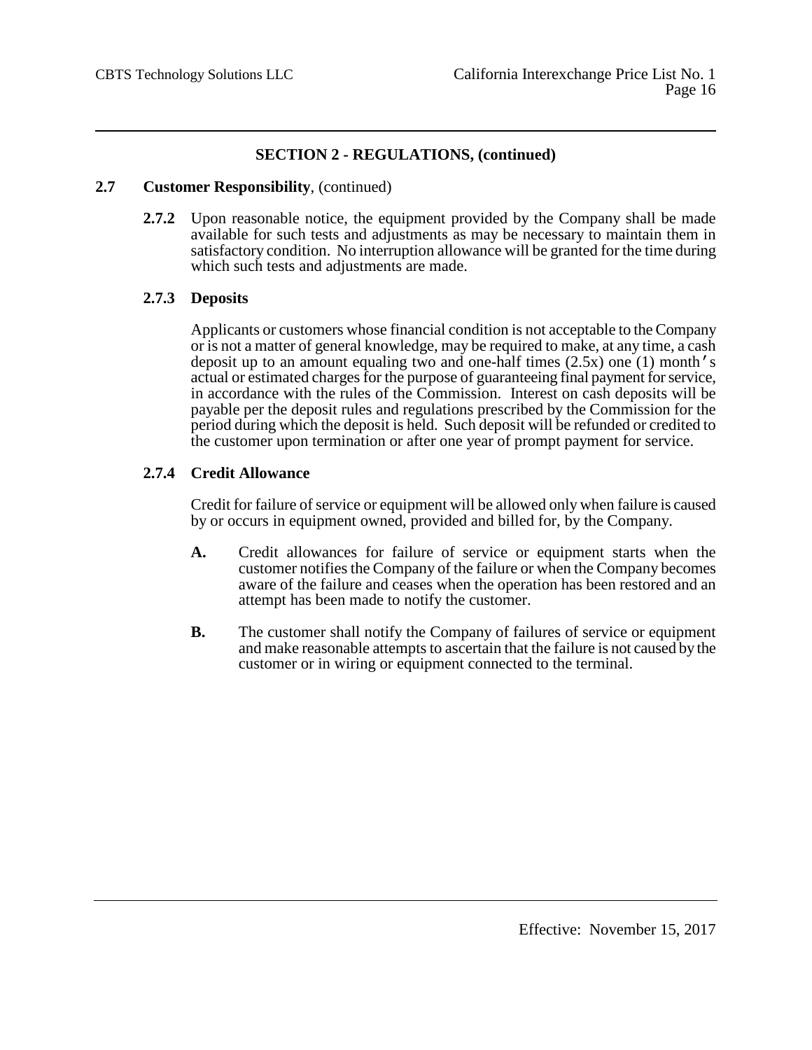## SECTION 2 - REGULATIONS, (continued)

**2.7 Customer Responsibility**, (continued)

**2.7.2** Upon reasonable notice, the equipment provided by the Company shall be made available for such tests and adjustments as may be necessary to maintain them in satisfactory condition. No interruption allowance will be granted for the time during which such tests and adjustments are made.

**2.7.3 Deposits**

Applicants or customers whose financial condition is not acceptable to the Company or is not a matter of general knowledge, may be required to make, at any time, a cash deposit up to an amount equaling two and one-half times (2.5x) one (1) month's actual or estimated charges for the purpose of guaranteeing final payment for service, in accordance with the rules of the Commission. Interest on cash deposits will be payable per the deposit rules and regulations prescribed by the Commission for the period during which the deposit is held. Such deposit will be refunded or credited to the customer upon termination or after one year of prompt payment for service.

**2.7.4 Credit Allowance**

Credit for failure of service or equipment will be allowed only when failure is caused by or occurs in equipment owned, provided and billed for, by the Company.

**A.** Credit allowances for failure of service or equipment starts when the customer notifies the Company of the failure or when the Company becomes aware of the failure and ceases when the operation has been restored and an attempt has been made to notify the customer.

**B.** The customer shall notify the Company of failures of service or equipment and make reasonable attempts to ascertain that the failure is not caused by the customer or in wiring or equipment connected to the terminal.

Effective: November 15, 2017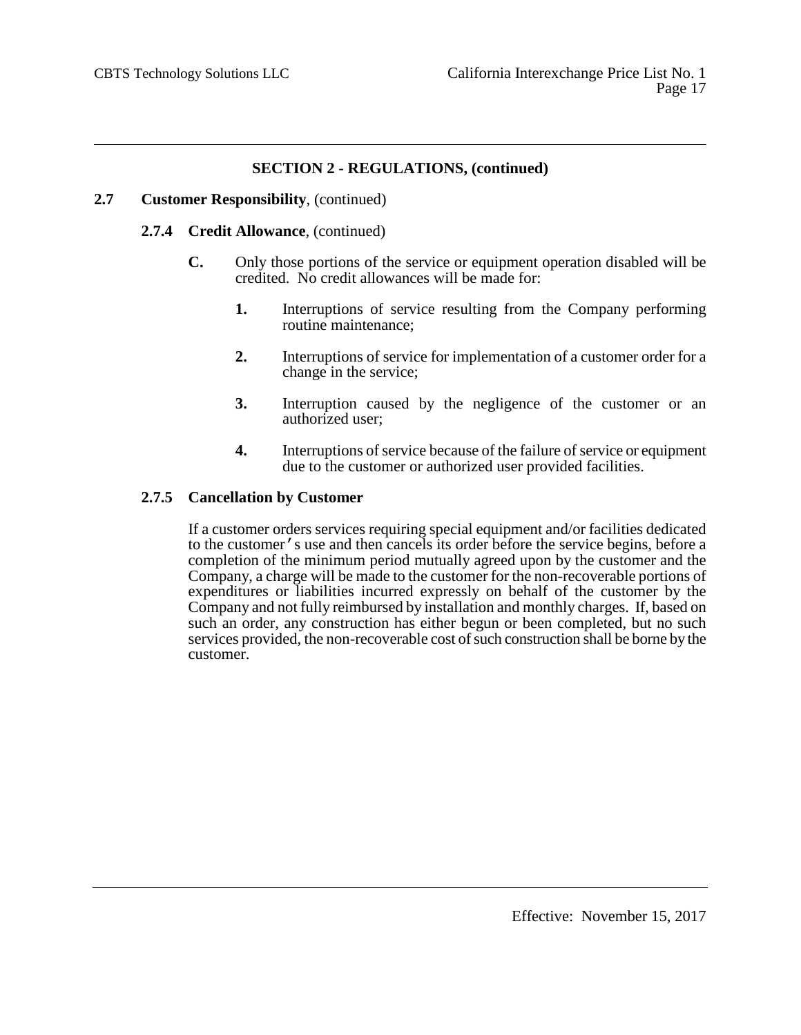## SECTION 2 - REGULATIONS, (continued)

**2.7 Customer Responsibility**, (continued)

**2.7.4 Credit Allowance**, (continued)

**C.** Only those portions of the service or equipment operation disabled will be credited. No credit allowances will be made for:

1. Interruptions of service resulting from the Company performing routine maintenance;
2. Interruptions of service for implementation of a customer order for a change in the service;
3. Interruption caused by the negligence of the customer or an authorized user;
4. Interruptions of service because of the failure of service or equipment due to the customer or authorized user provided facilities.

**2.7.5 Cancellation by Customer**

If a customer orders services requiring special equipment and/or facilities dedicated to the customer's use and then cancels its order before the service begins, before a completion of the minimum period mutually agreed upon by the customer and the Company, a charge will be made to the customer for the non-recoverable portions of expenditures or liabilities incurred expressly on behalf of the customer by the Company and not fully reimbursed by installation and monthly charges. If, based on such an order, any construction has either begun or been completed, but no such services provided, the non-recoverable cost of such construction shall be borne by the customer.

Effective: November 15, 2017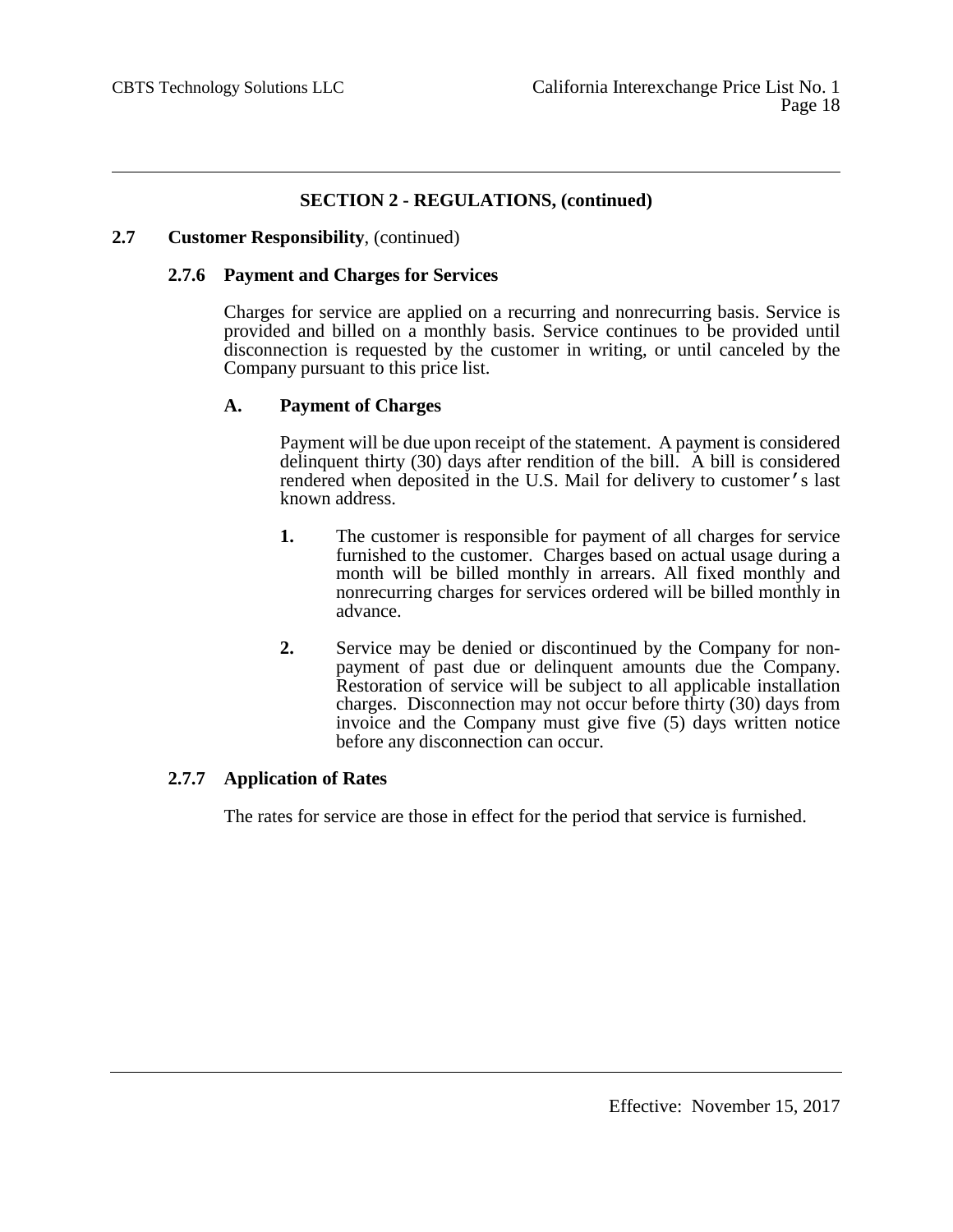## SECTION 2 - REGULATIONS, (continued)

**2.7 Customer Responsibility**, (continued)

### 2.7.6 Payment and Charges for Services

Charges for service are applied on a recurring and nonrecurring basis. Service is provided and billed on a monthly basis. Service continues to be provided until disconnection is requested by the customer in writing, or until canceled by the Company pursuant to this price list.

#### A. Payment of Charges

Payment will be due upon receipt of the statement. A payment is considered delinquent thirty (30) days after rendition of the bill. A bill is considered rendered when deposited in the U.S. Mail for delivery to customer's last known address.

1. The customer is responsible for payment of all charges for service furnished to the customer. Charges based on actual usage during a month will be billed monthly in arrears. All fixed monthly and nonrecurring charges for services ordered will be billed monthly in advance.

2. Service may be denied or discontinued by the Company for non-payment of past due or delinquent amounts due the Company. Restoration of service will be subject to all applicable installation charges. Disconnection may not occur before thirty (30) days from invoice and the Company must give five (5) days written notice before any disconnection can occur.

### 2.7.7 Application of Rates

The rates for service are those in effect for the period that service is furnished.

Effective: November 15, 2017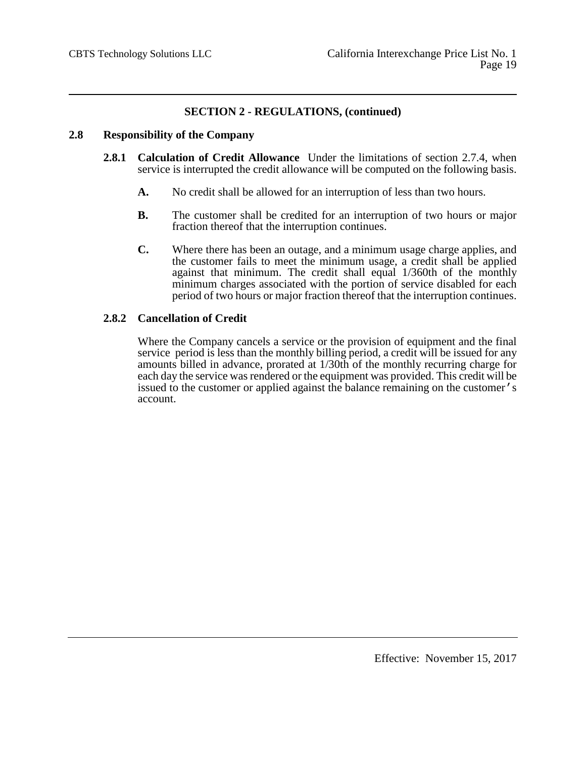## SECTION 2 - REGULATIONS, (continued)

### 2.8 Responsibility of the Company

**2.8.1 Calculation of Credit Allowance** Under the limitations of section 2.7.4, when service is interrupted the credit allowance will be computed on the following basis.

**A.** No credit shall be allowed for an interruption of less than two hours.

**B.** The customer shall be credited for an interruption of two hours or major fraction thereof that the interruption continues.

**C.** Where there has been an outage, and a minimum usage charge applies, and the customer fails to meet the minimum usage, a credit shall be applied against that minimum. The credit shall equal 1/360th of the monthly minimum charges associated with the portion of service disabled for each period of two hours or major fraction thereof that the interruption continues.

**2.8.2 Cancellation of Credit**

Where the Company cancels a service or the provision of equipment and the final service period is less than the monthly billing period, a credit will be issued for any amounts billed in advance, prorated at 1/30th of the monthly recurring charge for each day the service was rendered or the equipment was provided. This credit will be issued to the customer or applied against the balance remaining on the customer's account.

Effective: November 15, 2017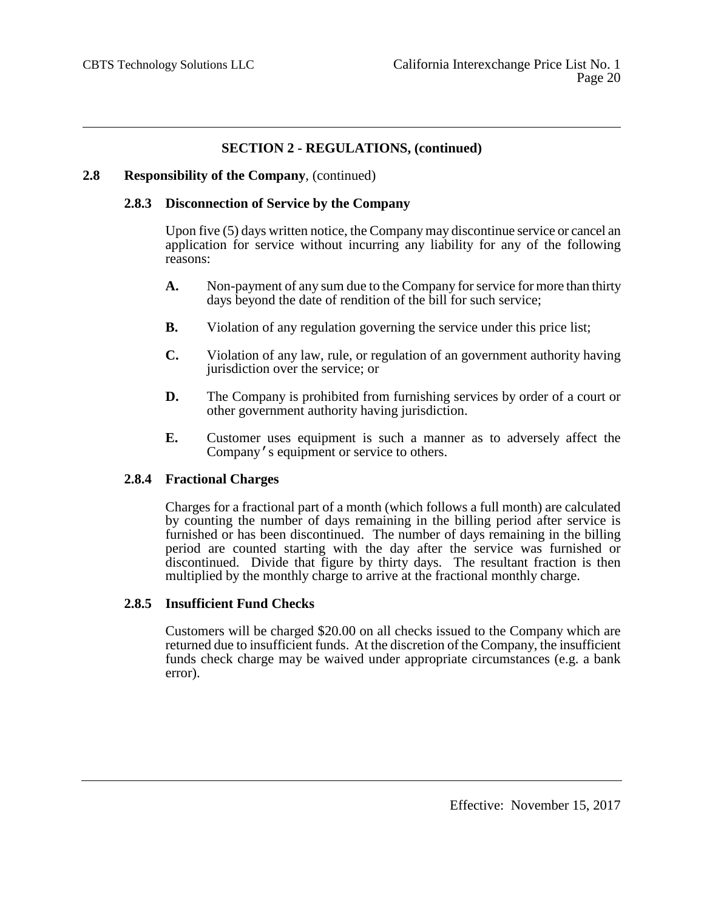## SECTION 2 - REGULATIONS, (continued)

**2.8 Responsibility of the Company**, (continued)

### 2.8.3 Disconnection of Service by the Company

Upon five (5) days written notice, the Company may discontinue service or cancel an application for service without incurring any liability for any of the following reasons:

**A.** Non-payment of any sum due to the Company for service for more than thirty days beyond the date of rendition of the bill for such service;

**B.** Violation of any regulation governing the service under this price list;

**C.** Violation of any law, rule, or regulation of an government authority having jurisdiction over the service; or

**D.** The Company is prohibited from furnishing services by order of a court or other government authority having jurisdiction.

**E.** Customer uses equipment is such a manner as to adversely affect the Company's equipment or service to others.

### 2.8.4 Fractional Charges

Charges for a fractional part of a month (which follows a full month) are calculated by counting the number of days remaining in the billing period after service is furnished or has been discontinued. The number of days remaining in the billing period are counted starting with the day after the service was furnished or discontinued. Divide that figure by thirty days. The resultant fraction is then multiplied by the monthly charge to arrive at the fractional monthly charge.

### 2.8.5 Insufficient Fund Checks

Customers will be charged $20.00 on all checks issued to the Company which are returned due to insufficient funds. At the discretion of the Company, the insufficient funds check charge may be waived under appropriate circumstances (e.g. a bank error).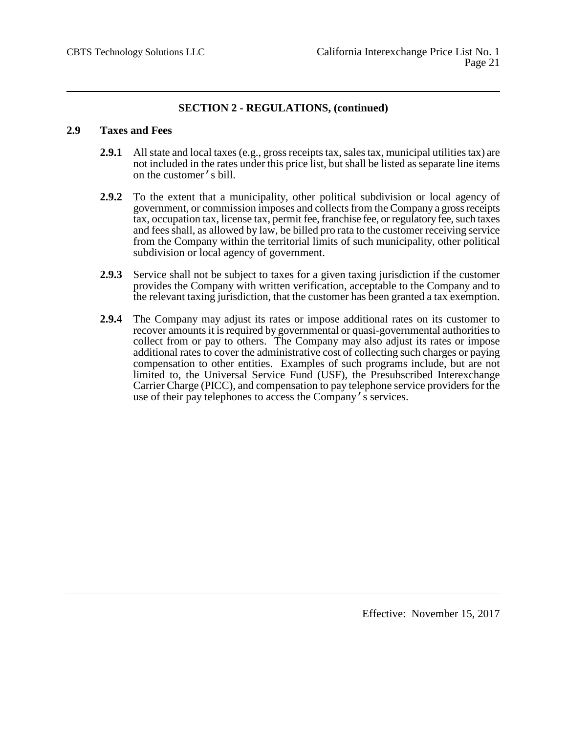## SECTION 2 - REGULATIONS, (continued)

### 2.9 Taxes and Fees

**2.9.1** All state and local taxes (e.g., gross receipts tax, sales tax, municipal utilities tax) are not included in the rates under this price list, but shall be listed as separate line items on the customer's bill.

**2.9.2** To the extent that a municipality, other political subdivision or local agency of government, or commission imposes and collects from the Company a gross receipts tax, occupation tax, license tax, permit fee, franchise fee, or regulatory fee, such taxes and fees shall, as allowed by law, be billed pro rata to the customer receiving service from the Company within the territorial limits of such municipality, other political subdivision or local agency of government.

**2.9.3** Service shall not be subject to taxes for a given taxing jurisdiction if the customer provides the Company with written verification, acceptable to the Company and to the relevant taxing jurisdiction, that the customer has been granted a tax exemption.

**2.9.4** The Company may adjust its rates or impose additional rates on its customer to recover amounts it is required by governmental or quasi-governmental authorities to collect from or pay to others. The Company may also adjust its rates or impose additional rates to cover the administrative cost of collecting such charges or paying compensation to other entities. Examples of such programs include, but are not limited to, the Universal Service Fund (USF), the Presubscribed Interexchange Carrier Charge (PICC), and compensation to pay telephone service providers for the use of their pay telephones to access the Company's services.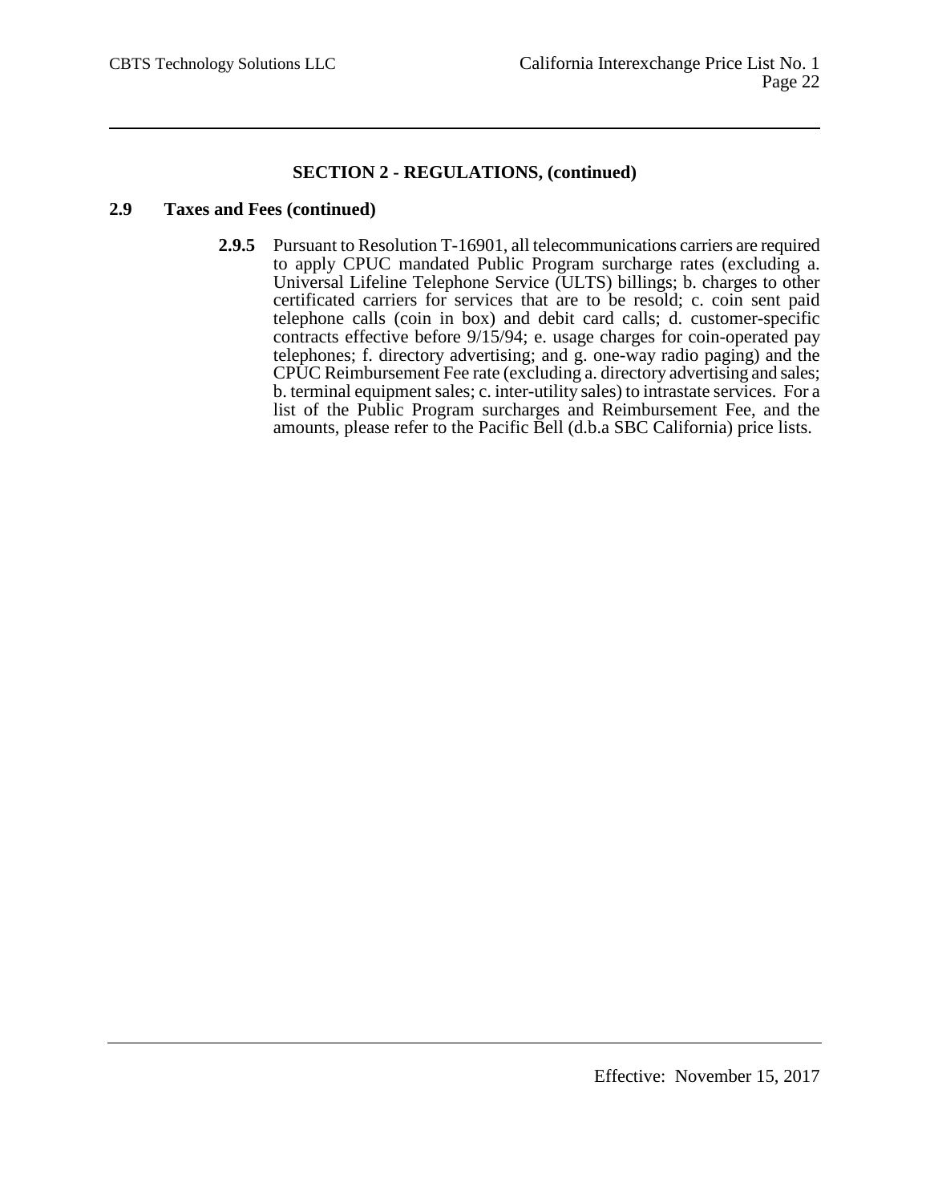## SECTION 2 - REGULATIONS, (continued)

### 2.9 Taxes and Fees (continued)

**2.9.5** Pursuant to Resolution T-16901, all telecommunications carriers are required to apply CPUC mandated Public Program surcharge rates (excluding a. Universal Lifeline Telephone Service (ULTS) billings; b. charges to other certificated carriers for services that are to be resold; c. coin sent paid telephone calls (coin in box) and debit card calls; d. customer-specific contracts effective before 9/15/94; e. usage charges for coin-operated pay telephones; f. directory advertising; and g. one-way radio paging) and the CPUC Reimbursement Fee rate (excluding a. directory advertising and sales; b. terminal equipment sales; c. inter-utility sales) to intrastate services. For a list of the Public Program surcharges and Reimbursement Fee, and the amounts, please refer to the Pacific Bell (d.b.a SBC California) price lists.

Effective: November 15, 2017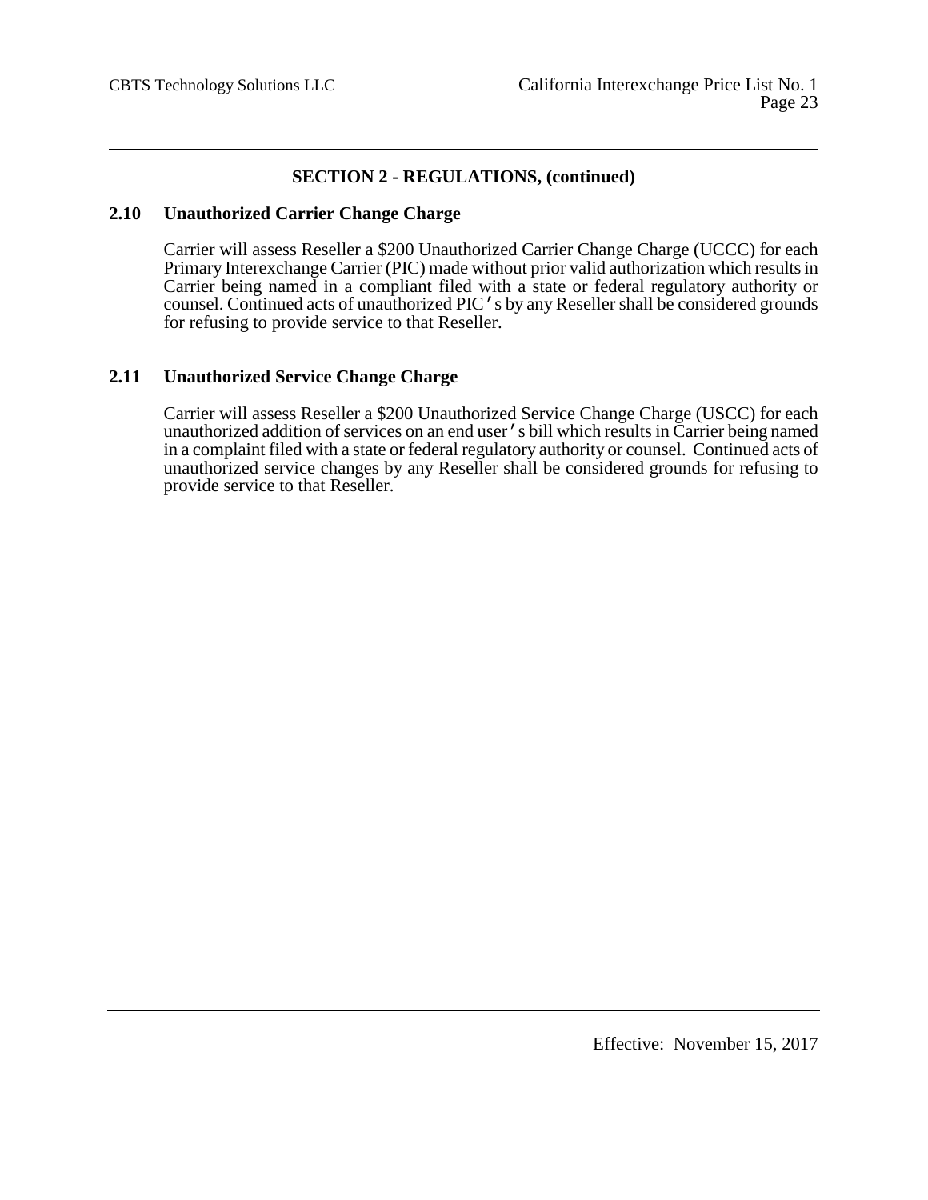## SECTION 2 - REGULATIONS, (continued)

### 2.10 Unauthorized Carrier Change Charge

Carrier will assess Reseller a $200 Unauthorized Carrier Change Charge (UCCC) for each Primary Interexchange Carrier (PIC) made without prior valid authorization which results in Carrier being named in a compliant filed with a state or federal regulatory authority or counsel. Continued acts of unauthorized PIC's by any Reseller shall be considered grounds for refusing to provide service to that Reseller.

### 2.11 Unauthorized Service Change Charge

Carrier will assess Reseller a $200 Unauthorized Service Change Charge (USCC) for each unauthorized addition of services on an end user's bill which results in Carrier being named in a complaint filed with a state or federal regulatory authority or counsel. Continued acts of unauthorized service changes by any Reseller shall be considered grounds for refusing to provide service to that Reseller.

Effective: November 15, 2017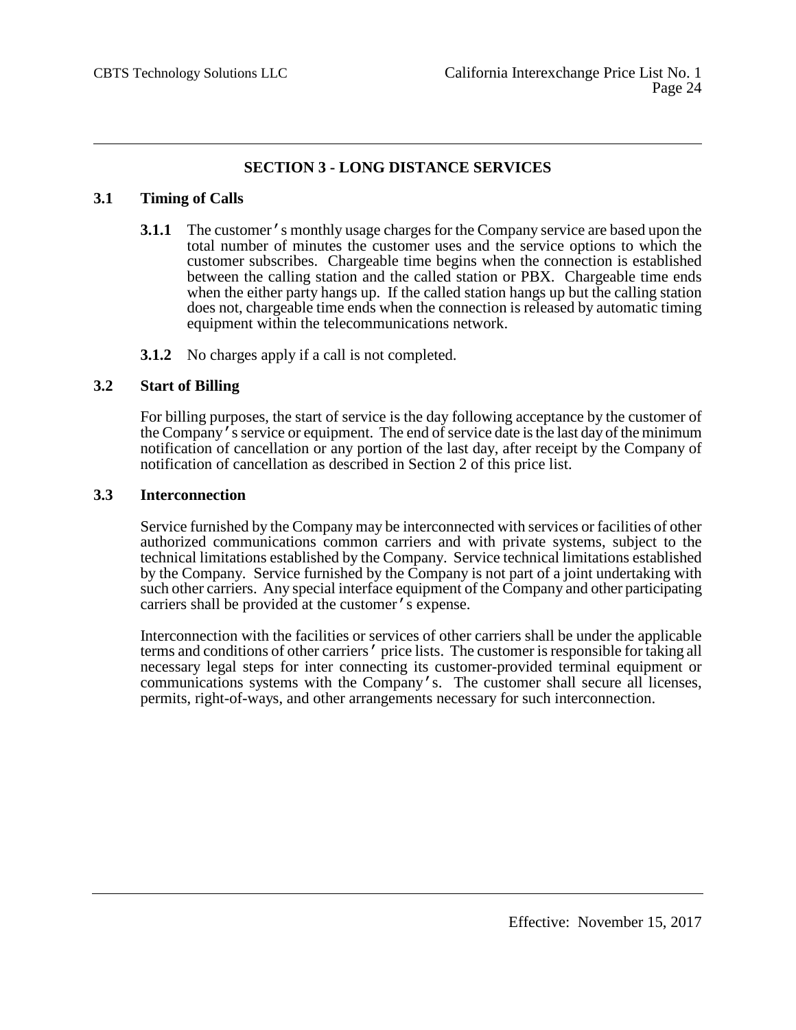# SECTION 3 - LONG DISTANCE SERVICES

## 3.1 Timing of Calls

**3.1.1** The customer's monthly usage charges for the Company service are based upon the total number of minutes the customer uses and the service options to which the customer subscribes. Chargeable time begins when the connection is established between the calling station and the called station or PBX. Chargeable time ends when the either party hangs up. If the called station hangs up but the calling station does not, chargeable time ends when the connection is released by automatic timing equipment within the telecommunications network.

**3.1.2** No charges apply if a call is not completed.

## 3.2 Start of Billing

For billing purposes, the start of service is the day following acceptance by the customer of the Company's service or equipment. The end of service date is the last day of the minimum notification of cancellation or any portion of the last day, after receipt by the Company of notification of cancellation as described in Section 2 of this price list.

## 3.3 Interconnection

Service furnished by the Company may be interconnected with services or facilities of other authorized communications common carriers and with private systems, subject to the technical limitations established by the Company. Service technical limitations established by the Company. Service furnished by the Company is not part of a joint undertaking with such other carriers. Any special interface equipment of the Company and other participating carriers shall be provided at the customer's expense.

Interconnection with the facilities or services of other carriers shall be under the applicable terms and conditions of other carriers' price lists. The customer is responsible for taking all necessary legal steps for inter connecting its customer-provided terminal equipment or communications systems with the Company's. The customer shall secure all licenses, permits, right-of-ways, and other arrangements necessary for such interconnection.

Effective: November 15, 2017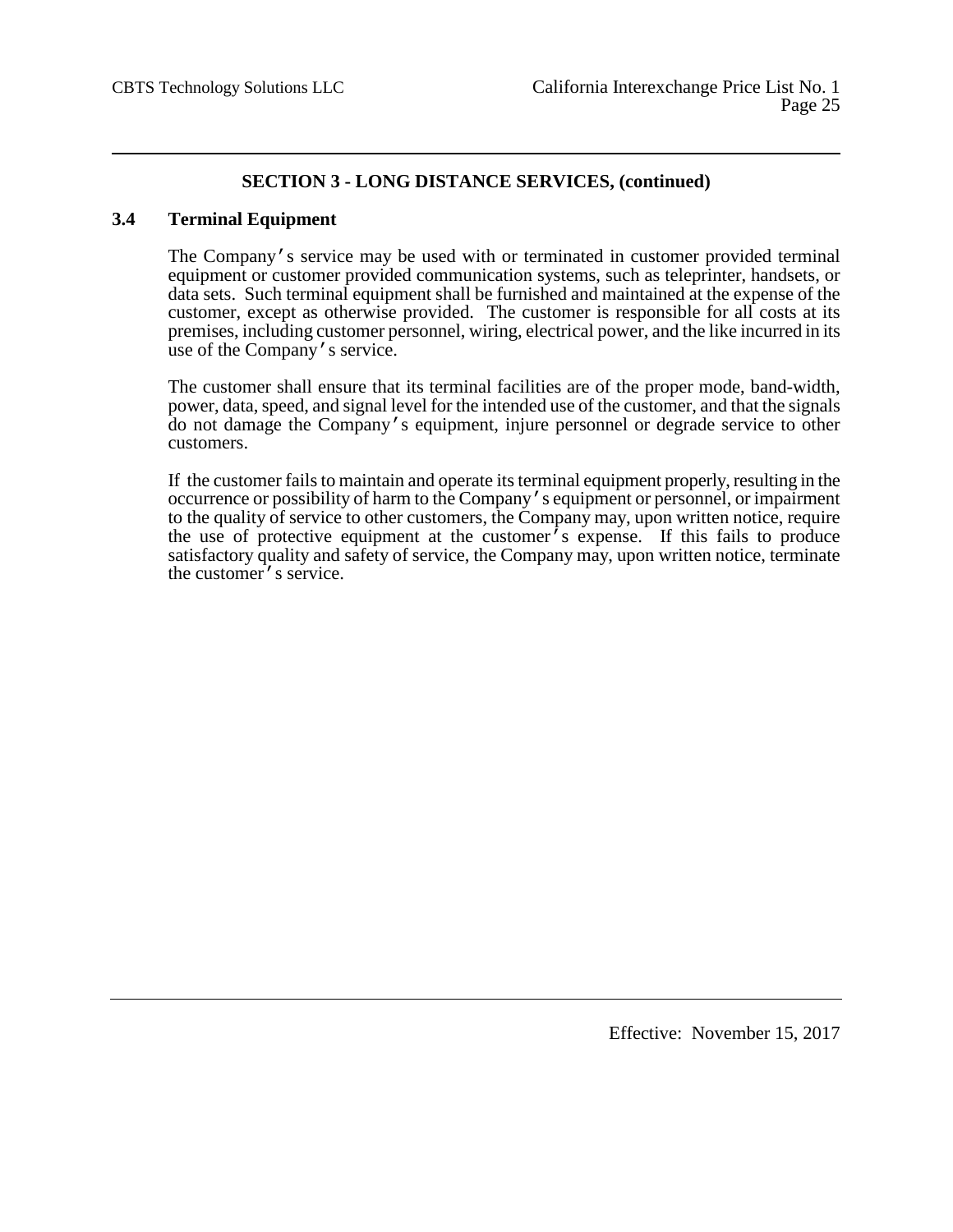## SECTION 3 - LONG DISTANCE SERVICES, (continued)

### 3.4 Terminal Equipment

The Company's service may be used with or terminated in customer provided terminal equipment or customer provided communication systems, such as teleprinter, handsets, or data sets. Such terminal equipment shall be furnished and maintained at the expense of the customer, except as otherwise provided. The customer is responsible for all costs at its premises, including customer personnel, wiring, electrical power, and the like incurred in its use of the Company's service.

The customer shall ensure that its terminal facilities are of the proper mode, band-width, power, data, speed, and signal level for the intended use of the customer, and that the signals do not damage the Company's equipment, injure personnel or degrade service to other customers.

If the customer fails to maintain and operate its terminal equipment properly, resulting in the occurrence or possibility of harm to the Company's equipment or personnel, or impairment to the quality of service to other customers, the Company may, upon written notice, require the use of protective equipment at the customer's expense. If this fails to produce satisfactory quality and safety of service, the Company may, upon written notice, terminate the customer's service.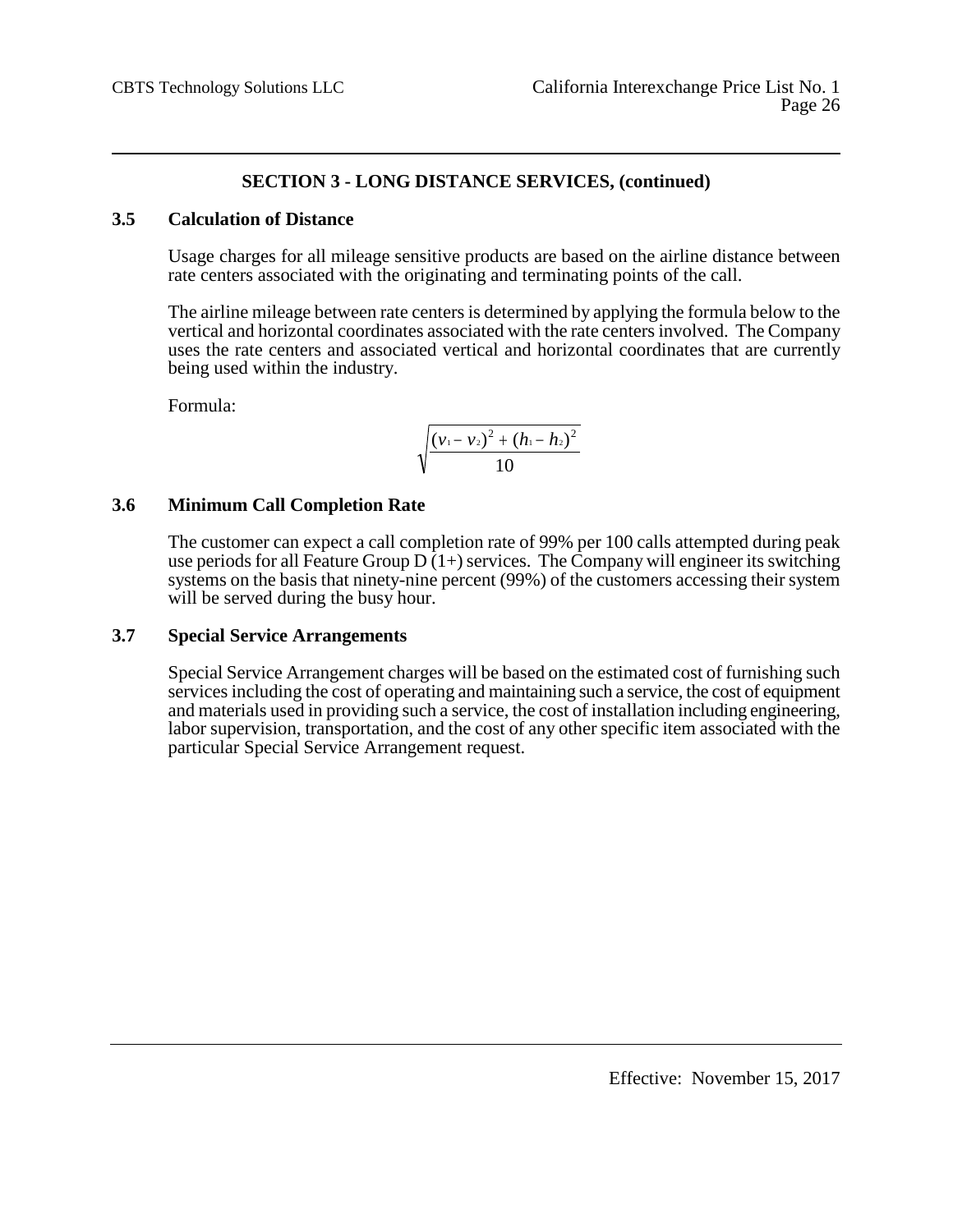## SECTION 3 - LONG DISTANCE SERVICES, (continued)

### 3.5 Calculation of Distance

Usage charges for all mileage sensitive products are based on the airline distance between rate centers associated with the originating and terminating points of the call.

The airline mileage between rate centers is determined by applying the formula below to the vertical and horizontal coordinates associated with the rate centers involved. The Company uses the rate centers and associated vertical and horizontal coordinates that are currently being used within the industry.

Formula:

$$\sqrt{\frac{(v_1 - v_2)^2 + (h_1 - h_2)^2}{10}}$$

### 3.6 Minimum Call Completion Rate

The customer can expect a call completion rate of 99% per 100 calls attempted during peak use periods for all Feature Group D (1+) services. The Company will engineer its switching systems on the basis that ninety-nine percent (99%) of the customers accessing their system will be served during the busy hour.

### 3.7 Special Service Arrangements

Special Service Arrangement charges will be based on the estimated cost of furnishing such services including the cost of operating and maintaining such a service, the cost of equipment and materials used in providing such a service, the cost of installation including engineering, labor supervision, transportation, and the cost of any other specific item associated with the particular Special Service Arrangement request.

Effective: November 15, 2017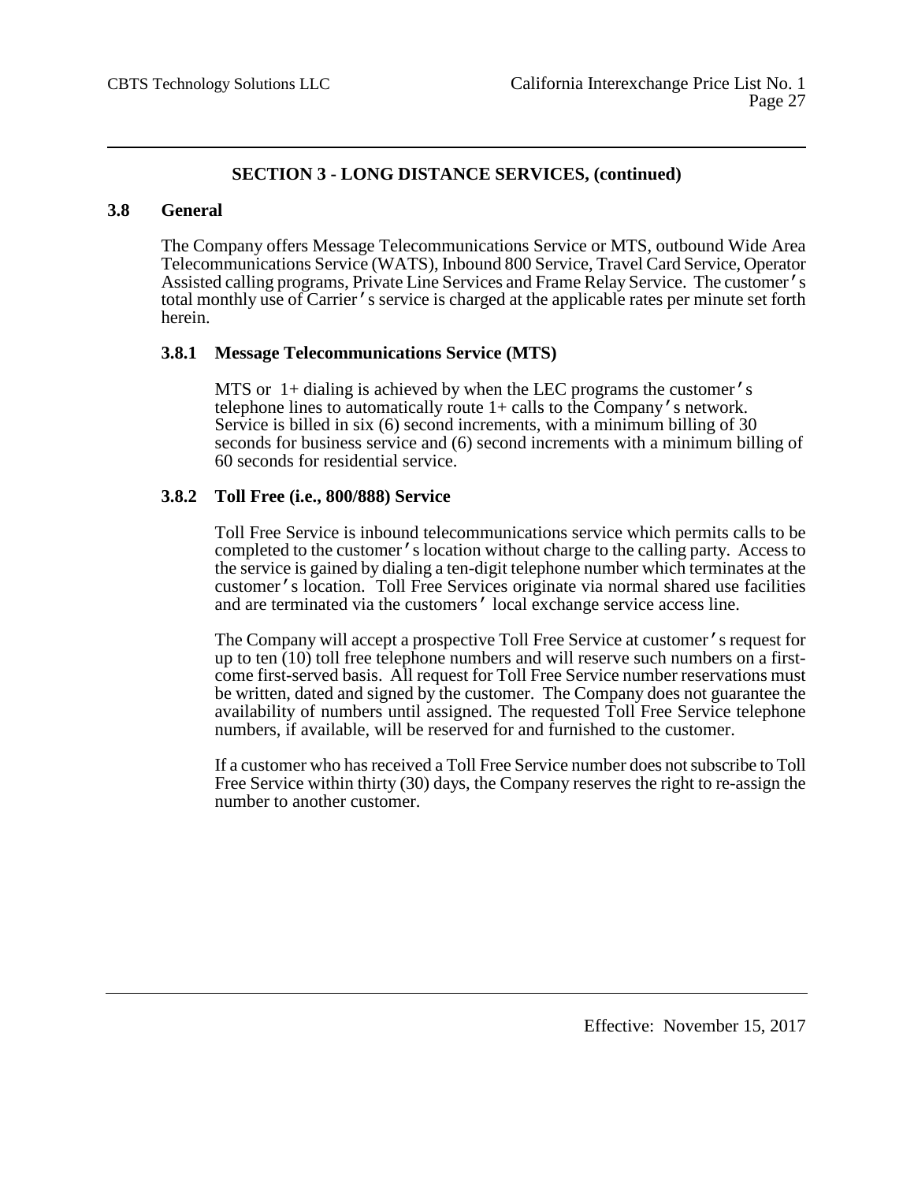## SECTION 3 - LONG DISTANCE SERVICES, (continued)

### 3.8 General

The Company offers Message Telecommunications Service or MTS, outbound Wide Area Telecommunications Service (WATS), Inbound 800 Service, Travel Card Service, Operator Assisted calling programs, Private Line Services and Frame Relay Service. The customer's total monthly use of Carrier's service is charged at the applicable rates per minute set forth herein.

#### 3.8.1 Message Telecommunications Service (MTS)

MTS or 1+ dialing is achieved by when the LEC programs the customer's telephone lines to automatically route 1+ calls to the Company's network. Service is billed in six (6) second increments, with a minimum billing of 30 seconds for business service and (6) second increments with a minimum billing of 60 seconds for residential service.

#### 3.8.2 Toll Free (i.e., 800/888) Service

Toll Free Service is inbound telecommunications service which permits calls to be completed to the customer's location without charge to the calling party. Access to the service is gained by dialing a ten-digit telephone number which terminates at the customer's location. Toll Free Services originate via normal shared use facilities and are terminated via the customers' local exchange service access line.

The Company will accept a prospective Toll Free Service at customer's request for up to ten (10) toll free telephone numbers and will reserve such numbers on a first-come first-served basis. All request for Toll Free Service number reservations must be written, dated and signed by the customer. The Company does not guarantee the availability of numbers until assigned. The requested Toll Free Service telephone numbers, if available, will be reserved for and furnished to the customer.

If a customer who has received a Toll Free Service number does not subscribe to Toll Free Service within thirty (30) days, the Company reserves the right to re-assign the number to another customer.

Effective: November 15, 2017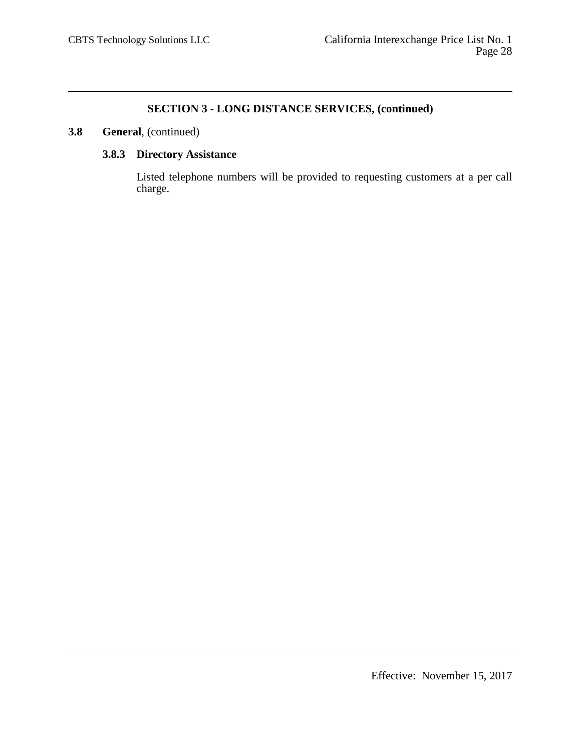## SECTION 3 - LONG DISTANCE SERVICES, (continued)

**3.8 General**, (continued)

**3.8.3 Directory Assistance**

Listed telephone numbers will be provided to requesting customers at a per call charge.

Effective: November 15, 2017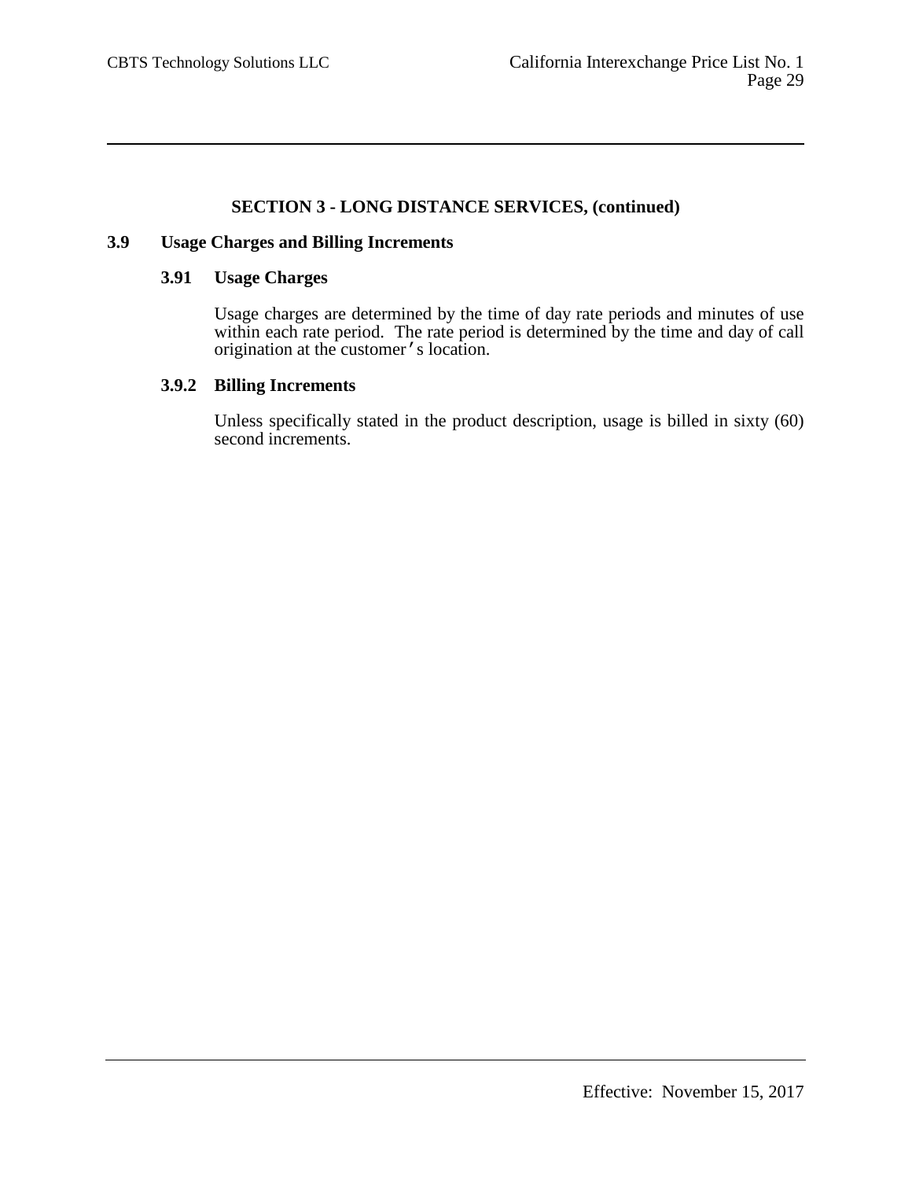**SECTION 3 - LONG DISTANCE SERVICES, (continued)**

## 3.9 Usage Charges and Billing Increments

### 3.91 Usage Charges

Usage charges are determined by the time of day rate periods and minutes of use within each rate period. The rate period is determined by the time and day of call origination at the customer's location.

### 3.9.2 Billing Increments

Unless specifically stated in the product description, usage is billed in sixty (60) second increments.

Effective: November 15, 2017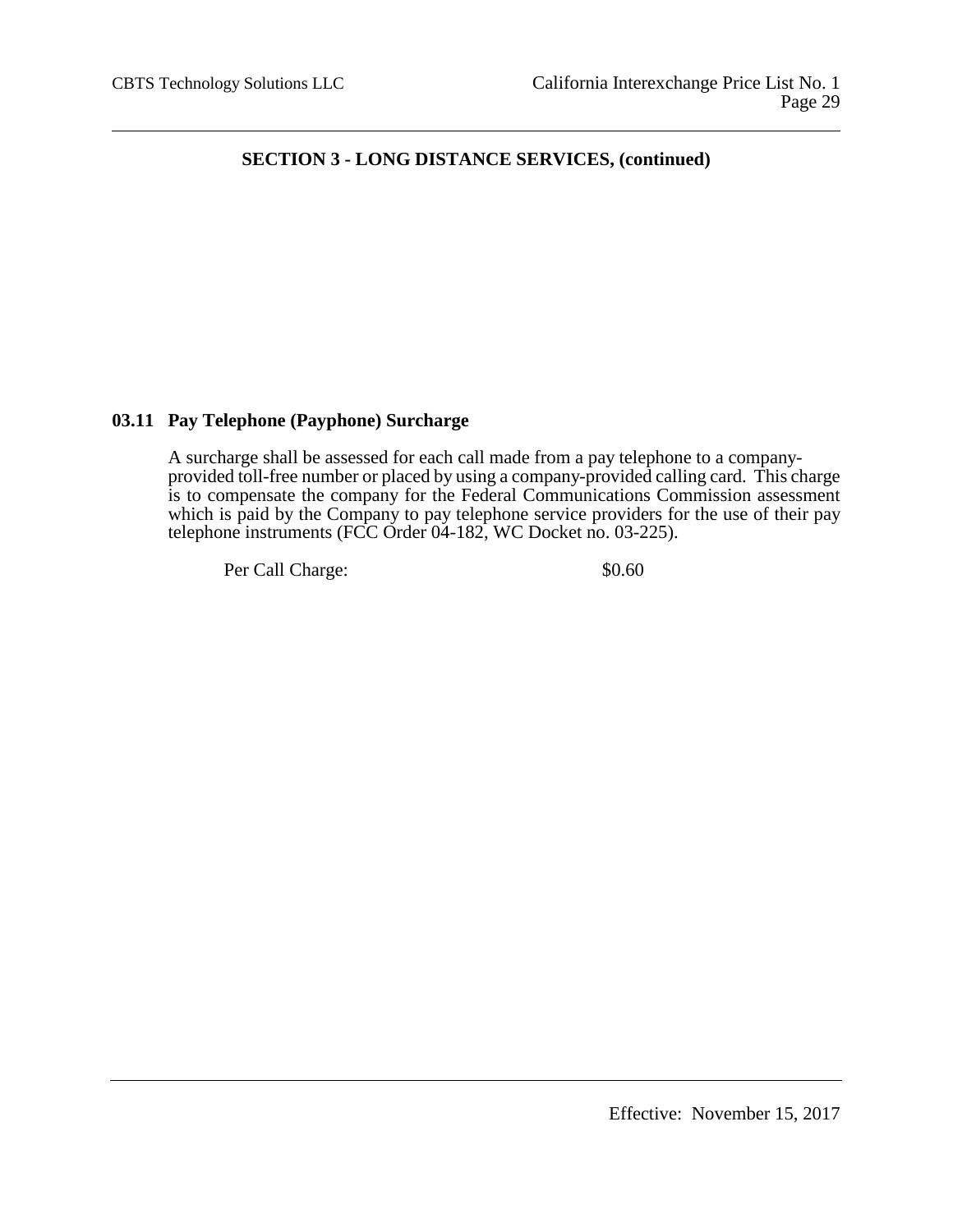## SECTION 3 - LONG DISTANCE SERVICES, (continued)

### 03.11 Pay Telephone (Payphone) Surcharge

A surcharge shall be assessed for each call made from a pay telephone to a company-provided toll-free number or placed by using a company-provided calling card. This charge is to compensate the company for the Federal Communications Commission assessment which is paid by the Company to pay telephone service providers for the use of their pay telephone instruments (FCC Order 04-182, WC Docket no. 03-225).

| | |
|---|---|
| Per Call Charge: | $0.60 |

Effective: November 15, 2017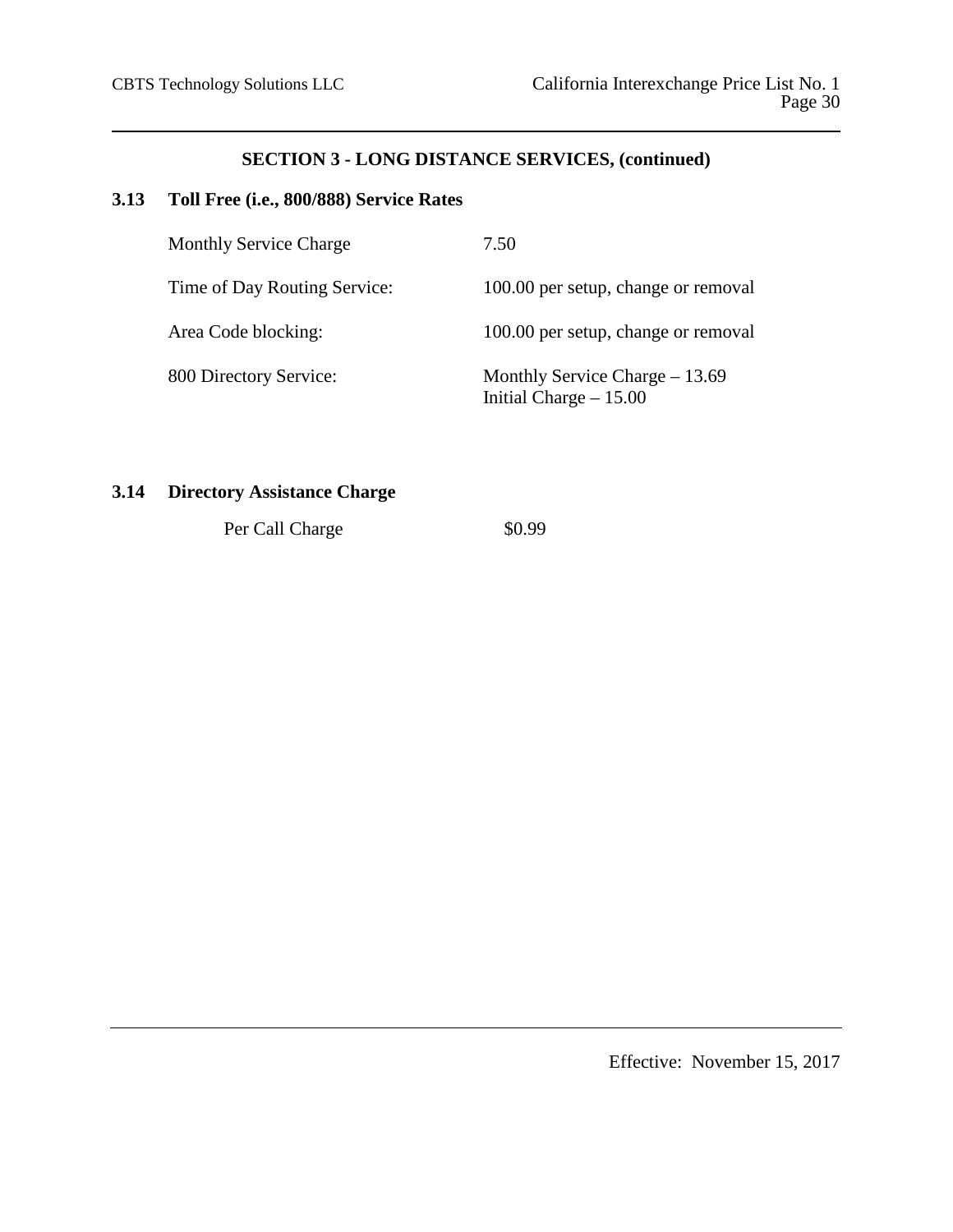## SECTION 3 - LONG DISTANCE SERVICES, (continued)

### 3.13 Toll Free (i.e., 800/888) Service Rates

| | |
|---|---|
| Monthly Service Charge | 7.50 |
| Time of Day Routing Service: | 100.00 per setup, change or removal |
| Area Code blocking: | 100.00 per setup, change or removal |
| 800 Directory Service: | Monthly Service Charge – 13.69<br>Initial Charge – 15.00 |

### 3.14 Directory Assistance Charge

| | |
|---|---|
| Per Call Charge | $0.99 |

Effective: November 15, 2017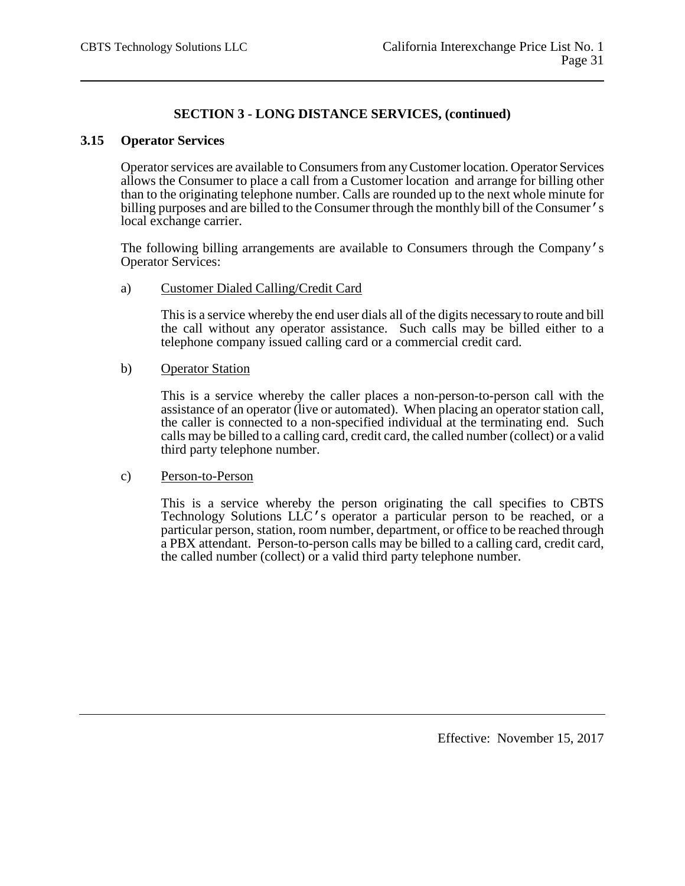## SECTION 3 - LONG DISTANCE SERVICES, (continued)

### 3.15 Operator Services

Operator services are available to Consumers from any Customer location. Operator Services allows the Consumer to place a call from a Customer location and arrange for billing other than to the originating telephone number. Calls are rounded up to the next whole minute for billing purposes and are billed to the Consumer through the monthly bill of the Consumer's local exchange carrier.

The following billing arrangements are available to Consumers through the Company's Operator Services:

a) Customer Dialed Calling/Credit Card

This is a service whereby the end user dials all of the digits necessary to route and bill the call without any operator assistance. Such calls may be billed either to a telephone company issued calling card or a commercial credit card.

b) Operator Station

This is a service whereby the caller places a non-person-to-person call with the assistance of an operator (live or automated). When placing an operator station call, the caller is connected to a non-specified individual at the terminating end. Such calls may be billed to a calling card, credit card, the called number (collect) or a valid third party telephone number.

c) Person-to-Person

This is a service whereby the person originating the call specifies to CBTS Technology Solutions LLC's operator a particular person to be reached, or a particular person, station, room number, department, or office to be reached through a PBX attendant. Person-to-person calls may be billed to a calling card, credit card, the called number (collect) or a valid third party telephone number.

Effective: November 15, 2017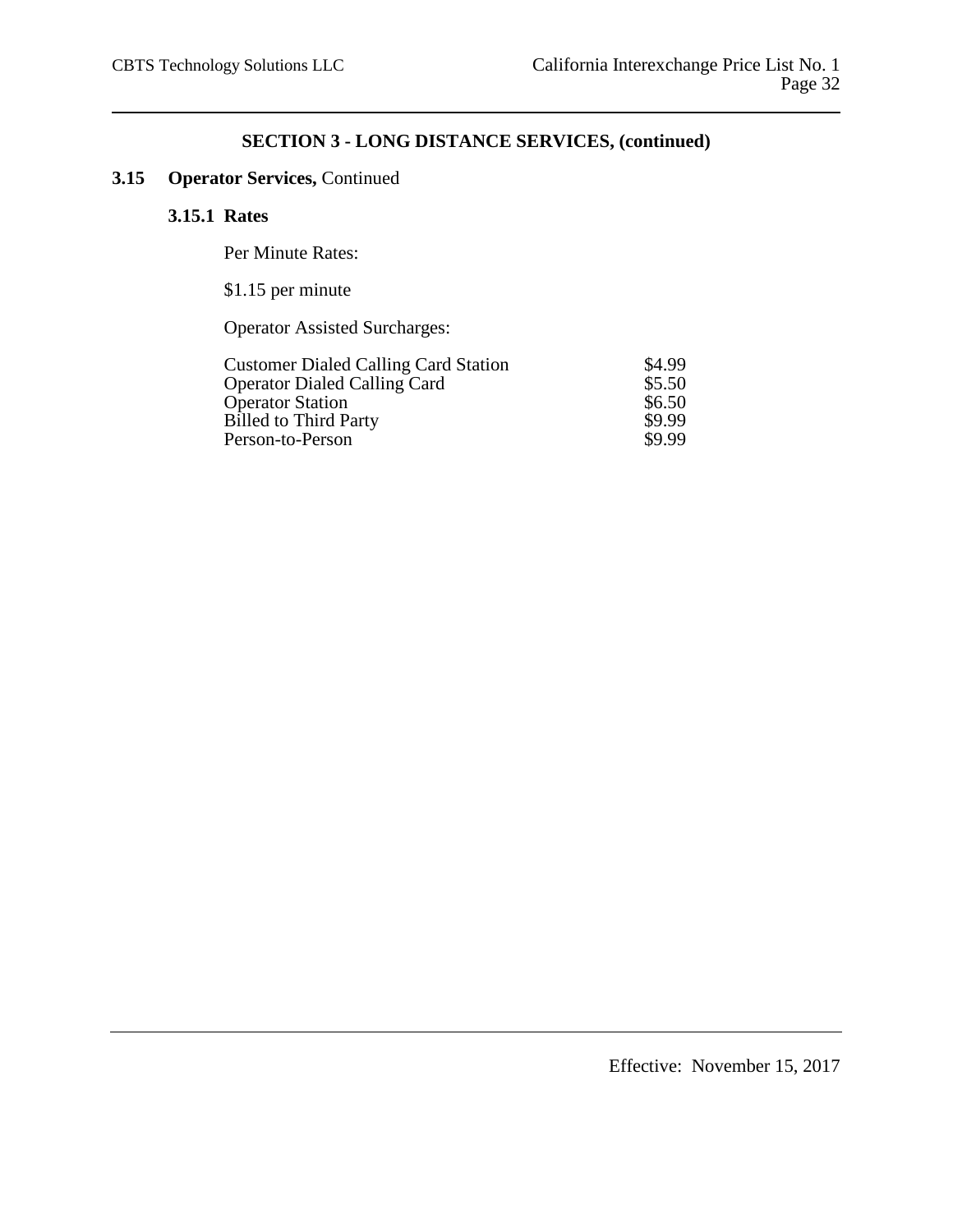## SECTION 3 - LONG DISTANCE SERVICES, (continued)

### 3.15 Operator Services, Continued

#### 3.15.1 Rates

Per Minute Rates:

$1.15 per minute

Operator Assisted Surcharges:

| | |
|---|---|
| Customer Dialed Calling Card Station | $4.99 |
| Operator Dialed Calling Card | $5.50 |
| Operator Station | $6.50 |
| Billed to Third Party | $9.99 |
| Person-to-Person | $9.99 |

Effective: November 15, 2017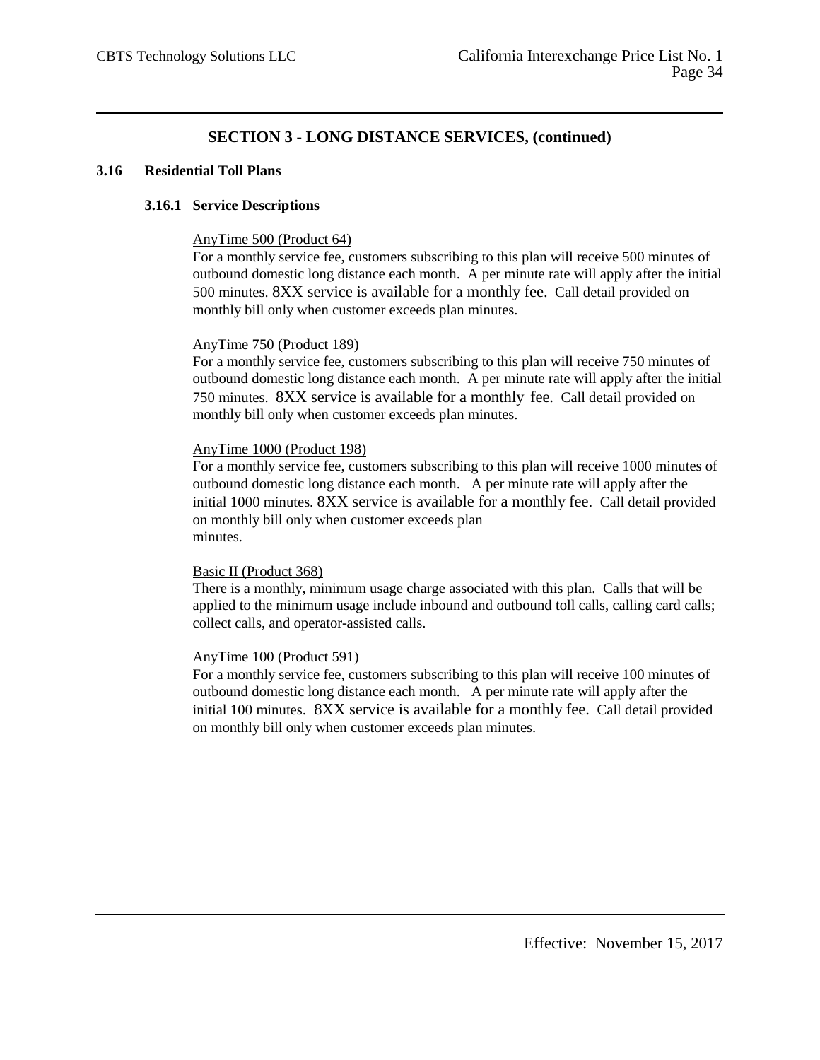## SECTION 3 - LONG DISTANCE SERVICES, (continued)

### 3.16 Residential Toll Plans

#### 3.16.1 Service Descriptions

AnyTime 500 (Product 64)
For a monthly service fee, customers subscribing to this plan will receive 500 minutes of outbound domestic long distance each month. A per minute rate will apply after the initial 500 minutes. 8XX service is available for a monthly fee. Call detail provided on monthly bill only when customer exceeds plan minutes.

AnyTime 750 (Product 189)
For a monthly service fee, customers subscribing to this plan will receive 750 minutes of outbound domestic long distance each month. A per minute rate will apply after the initial 750 minutes. 8XX service is available for a monthly fee. Call detail provided on monthly bill only when customer exceeds plan minutes.

AnyTime 1000 (Product 198)
For a monthly service fee, customers subscribing to this plan will receive 1000 minutes of outbound domestic long distance each month. A per minute rate will apply after the initial 1000 minutes. 8XX service is available for a monthly fee. Call detail provided on monthly bill only when customer exceeds plan minutes.

Basic II (Product 368)
There is a monthly, minimum usage charge associated with this plan. Calls that will be applied to the minimum usage include inbound and outbound toll calls, calling card calls; collect calls, and operator-assisted calls.

AnyTime 100 (Product 591)
For a monthly service fee, customers subscribing to this plan will receive 100 minutes of outbound domestic long distance each month. A per minute rate will apply after the initial 100 minutes. 8XX service is available for a monthly fee. Call detail provided on monthly bill only when customer exceeds plan minutes.

Effective: November 15, 2017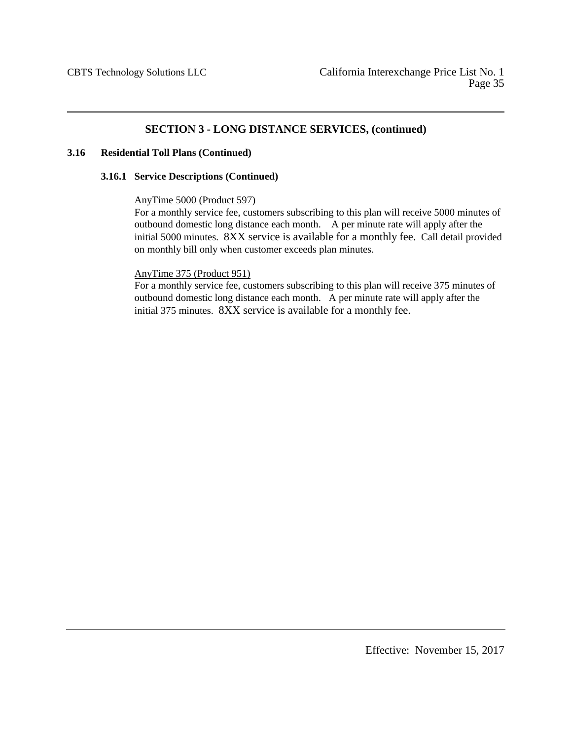## SECTION 3 - LONG DISTANCE SERVICES, (continued)

### 3.16 Residential Toll Plans (Continued)

#### 3.16.1 Service Descriptions (Continued)

AnyTime 5000 (Product 597)

For a monthly service fee, customers subscribing to this plan will receive 5000 minutes of outbound domestic long distance each month. A per minute rate will apply after the initial 5000 minutes. 8XX service is available for a monthly fee. Call detail provided on monthly bill only when customer exceeds plan minutes.

AnyTime 375 (Product 951)

For a monthly service fee, customers subscribing to this plan will receive 375 minutes of outbound domestic long distance each month. A per minute rate will apply after the initial 375 minutes. 8XX service is available for a monthly fee.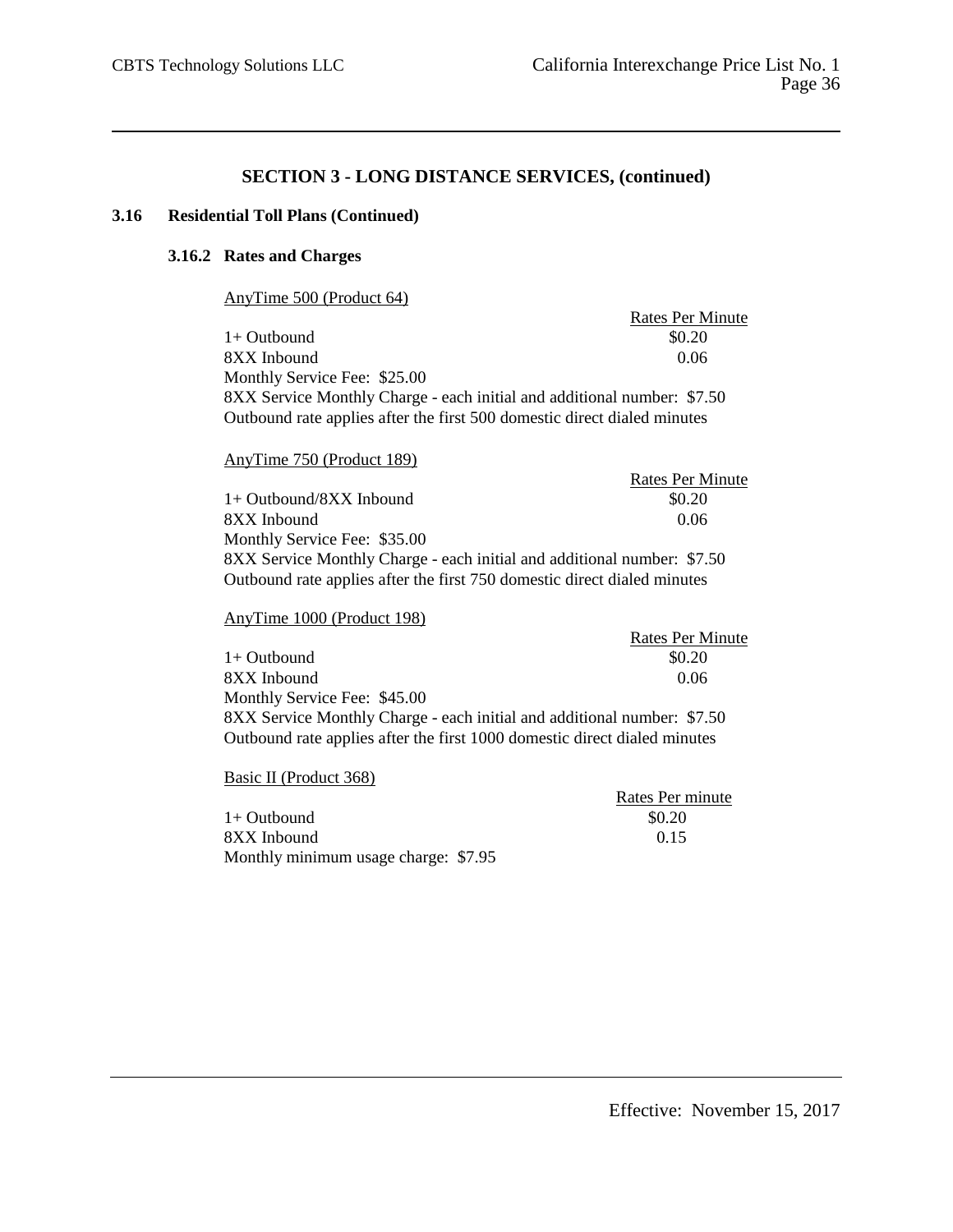## SECTION 3 - LONG DISTANCE SERVICES, (continued)

### 3.16 Residential Toll Plans (Continued)

#### 3.16.2 Rates and Charges

AnyTime 500 (Product 64)

| | Rates Per Minute |
|---|---|
| 1+ Outbound | $0.20 |
| 8XX Inbound | 0.06 |

Monthly Service Fee: $25.00

8XX Service Monthly Charge - each initial and additional number: $7.50

Outbound rate applies after the first 500 domestic direct dialed minutes

AnyTime 750 (Product 189)

| | Rates Per Minute |
|---|---|
| 1+ Outbound/8XX Inbound | $0.20 |
| 8XX Inbound | 0.06 |

Monthly Service Fee: $35.00

8XX Service Monthly Charge - each initial and additional number: $7.50

Outbound rate applies after the first 750 domestic direct dialed minutes

AnyTime 1000 (Product 198)

| | Rates Per Minute |
|---|---|
| 1+ Outbound | $0.20 |
| 8XX Inbound | 0.06 |

Monthly Service Fee: $45.00

8XX Service Monthly Charge - each initial and additional number: $7.50

Outbound rate applies after the first 1000 domestic direct dialed minutes

Basic II (Product 368)

| | Rates Per minute |
|---|---|
| 1+ Outbound | $0.20 |
| 8XX Inbound | 0.15 |

Monthly minimum usage charge: $7.95

Effective: November 15, 2017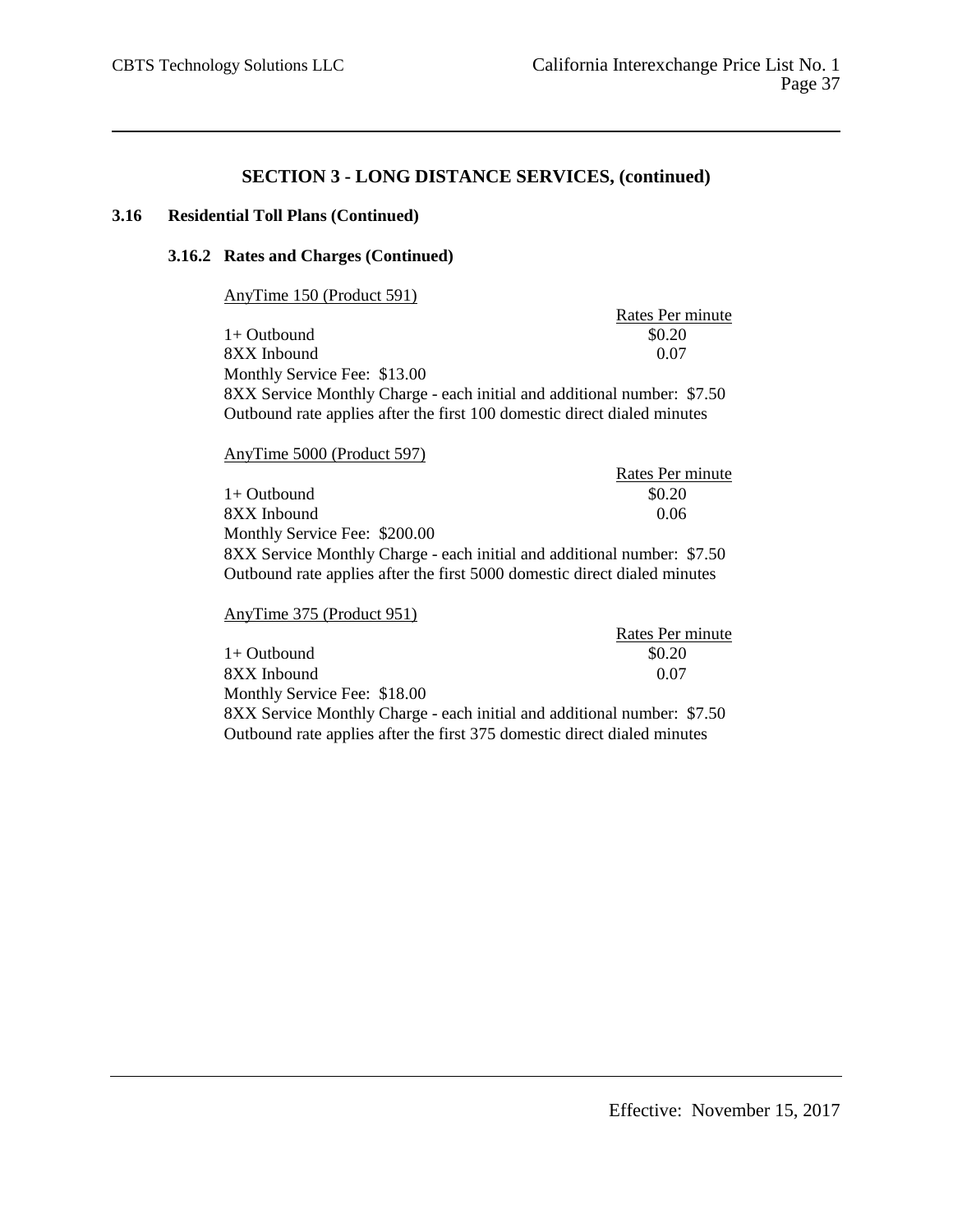## SECTION 3 - LONG DISTANCE SERVICES, (continued)

### 3.16 Residential Toll Plans (Continued)

#### 3.16.2 Rates and Charges (Continued)

AnyTime 150 (Product 591)

| | Rates Per minute |
|---|---|
| 1+ Outbound | $0.20 |
| 8XX Inbound | 0.07 |

Monthly Service Fee: $13.00

8XX Service Monthly Charge - each initial and additional number: $7.50

Outbound rate applies after the first 100 domestic direct dialed minutes

AnyTime 5000 (Product 597)

| | Rates Per minute |
|---|---|
| 1+ Outbound | $0.20 |
| 8XX Inbound | 0.06 |

Monthly Service Fee: $200.00

8XX Service Monthly Charge - each initial and additional number: $7.50

Outbound rate applies after the first 5000 domestic direct dialed minutes

AnyTime 375 (Product 951)

| | Rates Per minute |
|---|---|
| 1+ Outbound | $0.20 |
| 8XX Inbound | 0.07 |

Monthly Service Fee: $18.00

8XX Service Monthly Charge - each initial and additional number: $7.50

Outbound rate applies after the first 375 domestic direct dialed minutes

Effective: November 15, 2017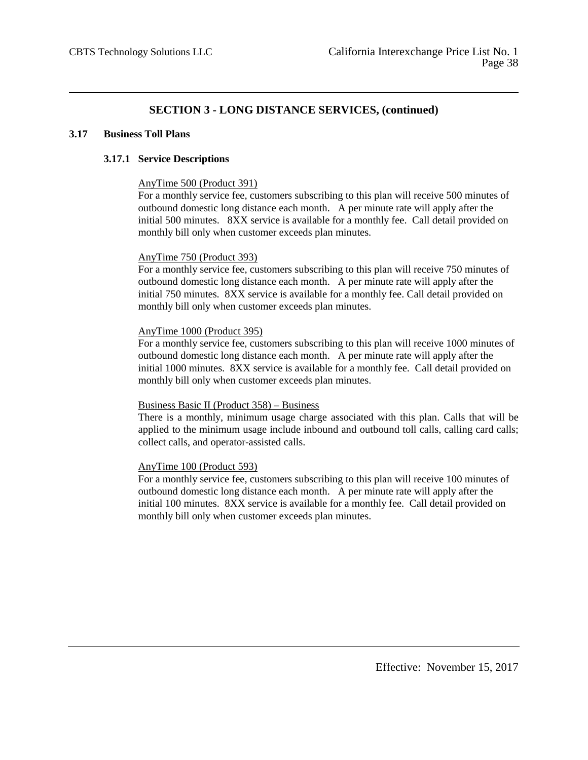## SECTION 3 - LONG DISTANCE SERVICES, (continued)

### 3.17 Business Toll Plans

#### 3.17.1 Service Descriptions

AnyTime 500 (Product 391)
For a monthly service fee, customers subscribing to this plan will receive 500 minutes of outbound domestic long distance each month. A per minute rate will apply after the initial 500 minutes. 8XX service is available for a monthly fee. Call detail provided on monthly bill only when customer exceeds plan minutes.

AnyTime 750 (Product 393)
For a monthly service fee, customers subscribing to this plan will receive 750 minutes of outbound domestic long distance each month. A per minute rate will apply after the initial 750 minutes. 8XX service is available for a monthly fee. Call detail provided on monthly bill only when customer exceeds plan minutes.

AnyTime 1000 (Product 395)
For a monthly service fee, customers subscribing to this plan will receive 1000 minutes of outbound domestic long distance each month. A per minute rate will apply after the initial 1000 minutes. 8XX service is available for a monthly fee. Call detail provided on monthly bill only when customer exceeds plan minutes.

Business Basic II (Product 358) – Business
There is a monthly, minimum usage charge associated with this plan. Calls that will be applied to the minimum usage include inbound and outbound toll calls, calling card calls; collect calls, and operator-assisted calls.

AnyTime 100 (Product 593)
For a monthly service fee, customers subscribing to this plan will receive 100 minutes of outbound domestic long distance each month. A per minute rate will apply after the initial 100 minutes. 8XX service is available for a monthly fee. Call detail provided on monthly bill only when customer exceeds plan minutes.

Effective: November 15, 2017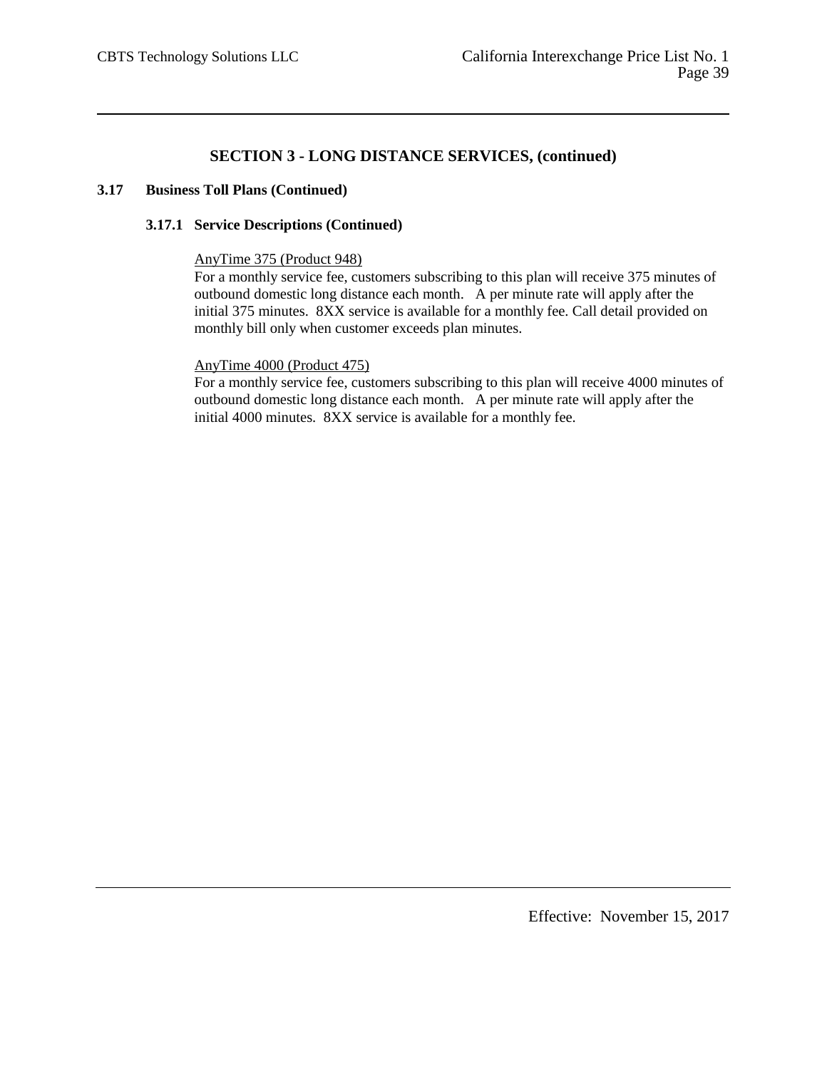## SECTION 3 - LONG DISTANCE SERVICES, (continued)

### 3.17 Business Toll Plans (Continued)

#### 3.17.1 Service Descriptions (Continued)

<u>AnyTime 375 (Product 948)</u>
For a monthly service fee, customers subscribing to this plan will receive 375 minutes of outbound domestic long distance each month. A per minute rate will apply after the initial 375 minutes. 8XX service is available for a monthly fee. Call detail provided on monthly bill only when customer exceeds plan minutes.

<u>AnyTime 4000 (Product 475)</u>
For a monthly service fee, customers subscribing to this plan will receive 4000 minutes of outbound domestic long distance each month. A per minute rate will apply after the initial 4000 minutes. 8XX service is available for a monthly fee.

Effective: November 15, 2017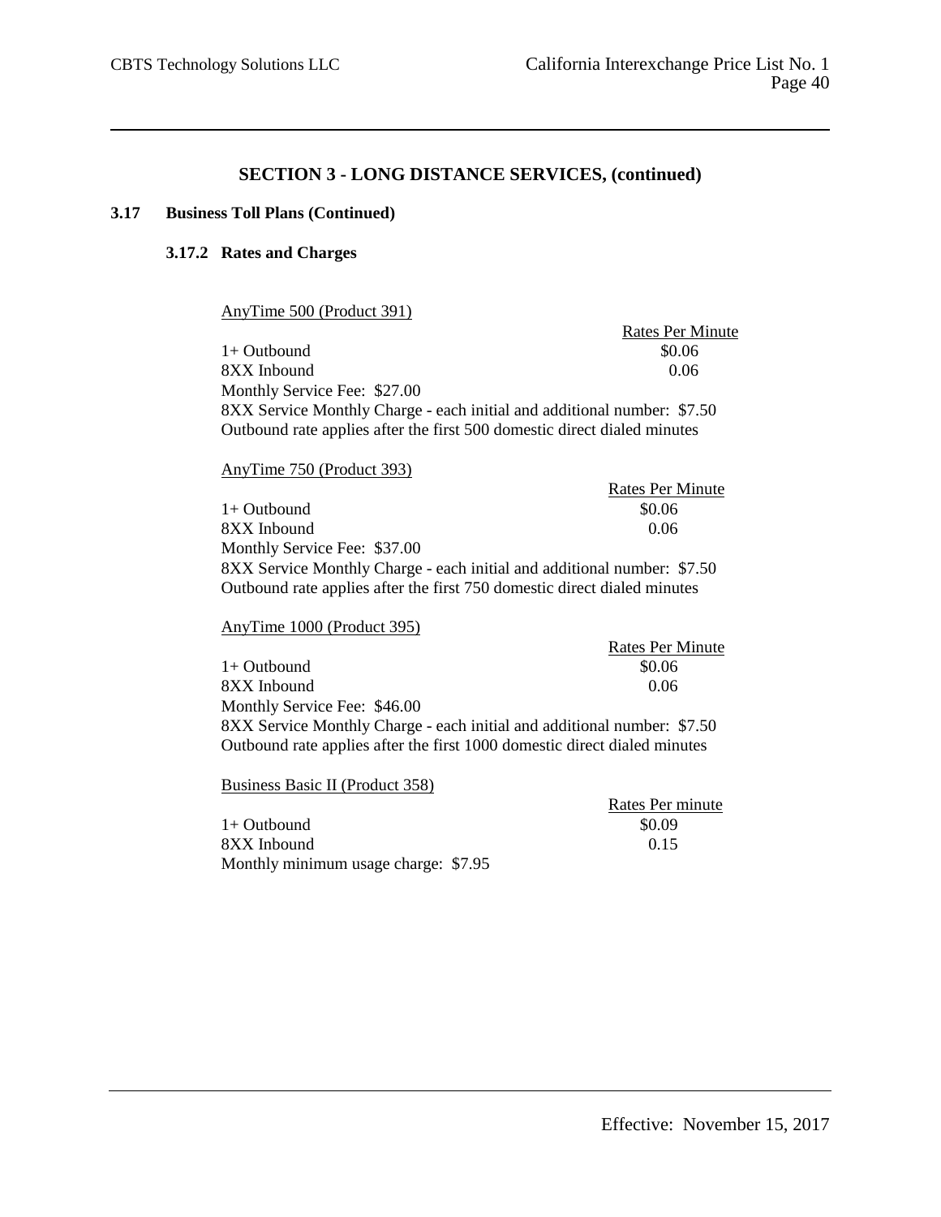## SECTION 3 - LONG DISTANCE SERVICES, (continued)

### 3.17 Business Toll Plans (Continued)

#### 3.17.2 Rates and Charges

AnyTime 500 (Product 391)

| | Rates Per Minute |
|---|---|
| 1+ Outbound | $0.06 |
| 8XX Inbound | 0.06 |

Monthly Service Fee: $27.00
8XX Service Monthly Charge - each initial and additional number: $7.50
Outbound rate applies after the first 500 domestic direct dialed minutes

AnyTime 750 (Product 393)

| | Rates Per Minute |
|---|---|
| 1+ Outbound | $0.06 |
| 8XX Inbound | 0.06 |

Monthly Service Fee: $37.00
8XX Service Monthly Charge - each initial and additional number: $7.50
Outbound rate applies after the first 750 domestic direct dialed minutes

AnyTime 1000 (Product 395)

| | Rates Per Minute |
|---|---|
| 1+ Outbound | $0.06 |
| 8XX Inbound | 0.06 |

Monthly Service Fee: $46.00
8XX Service Monthly Charge - each initial and additional number: $7.50
Outbound rate applies after the first 1000 domestic direct dialed minutes

Business Basic II (Product 358)

| | Rates Per minute |
|---|---|
| 1+ Outbound | $0.09 |
| 8XX Inbound | 0.15 |

Monthly minimum usage charge: $7.95

Effective: November 15, 2017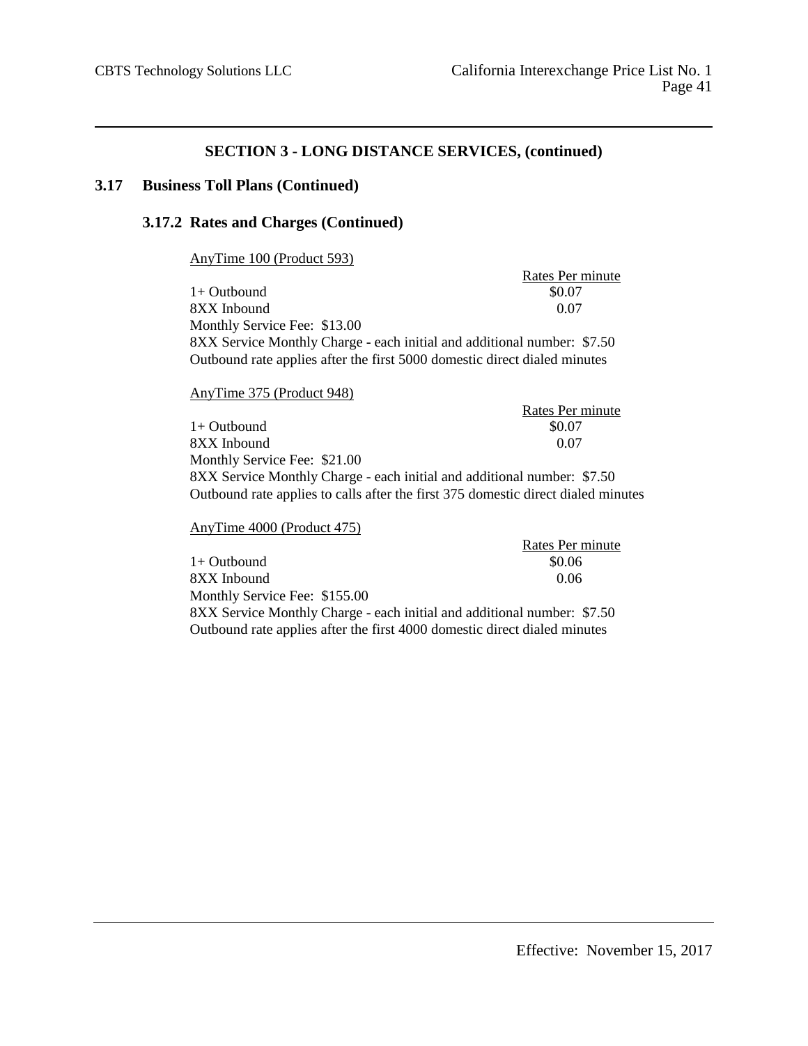## SECTION 3 - LONG DISTANCE SERVICES, (continued)

### 3.17 Business Toll Plans (Continued)

#### 3.17.2 Rates and Charges (Continued)

AnyTime 100 (Product 593)

| | Rates Per minute |
|---|---|
| 1+ Outbound | $0.07 |
| 8XX Inbound | 0.07 |

Monthly Service Fee: $13.00

8XX Service Monthly Charge - each initial and additional number: $7.50

Outbound rate applies after the first 5000 domestic direct dialed minutes

AnyTime 375 (Product 948)

| | Rates Per minute |
|---|---|
| 1+ Outbound | $0.07 |
| 8XX Inbound | 0.07 |

Monthly Service Fee: $21.00

8XX Service Monthly Charge - each initial and additional number: $7.50

Outbound rate applies to calls after the first 375 domestic direct dialed minutes

AnyTime 4000 (Product 475)

| | Rates Per minute |
|---|---|
| 1+ Outbound | $0.06 |
| 8XX Inbound | 0.06 |

Monthly Service Fee: $155.00

8XX Service Monthly Charge - each initial and additional number: $7.50

Outbound rate applies after the first 4000 domestic direct dialed minutes

Effective: November 15, 2017